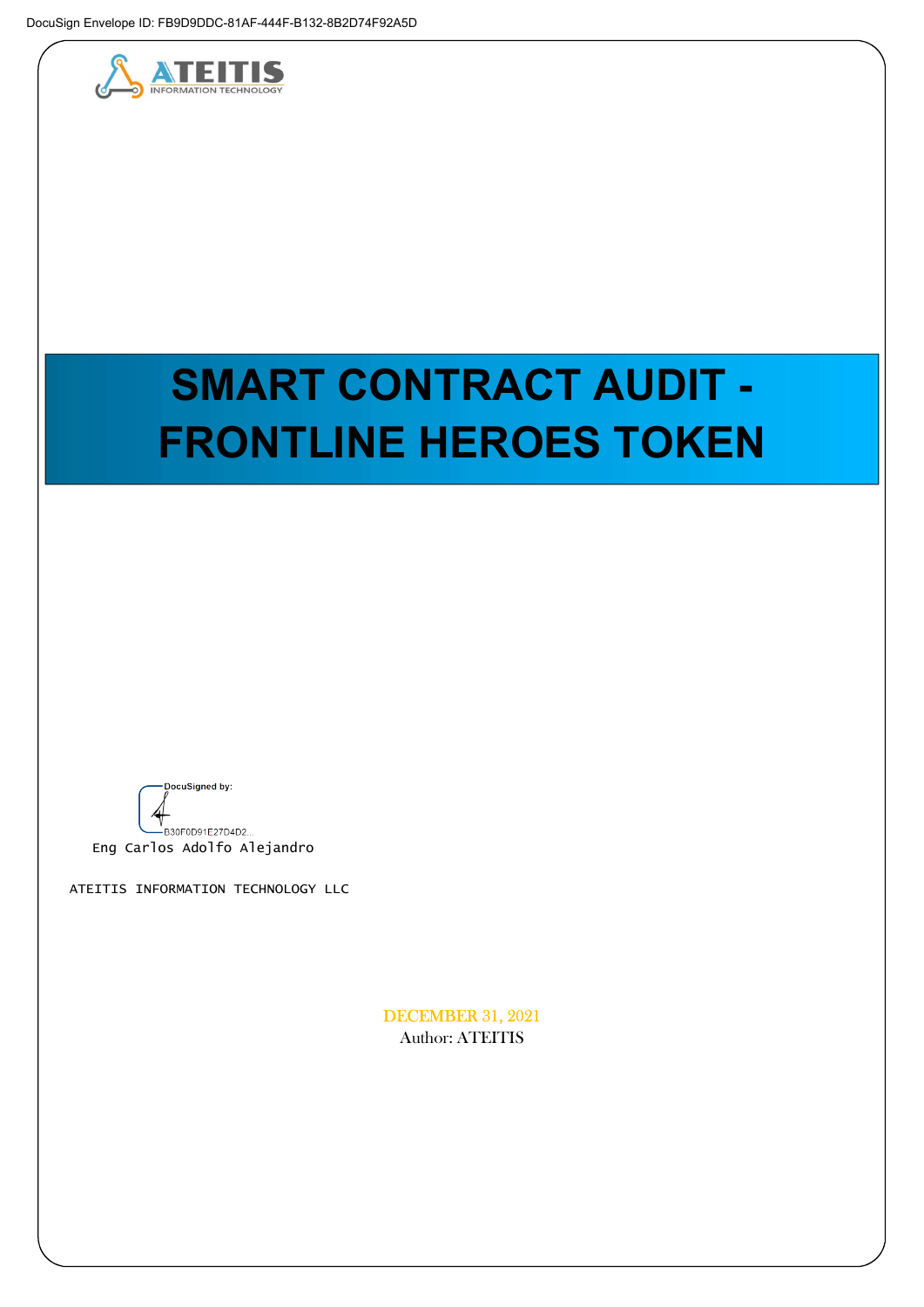DocuSign Envelope ID: FB9D9DDC-81AF-444F-B132-8B2D74F92A5D

ATEITIS
INFORMATION TECHNOLOGY

# SMART CONTRACT AUDIT - FRONTLINE HEROES TOKEN

DocuSigned by:

B30F0D91E27D4D2...

Eng Carlos Adolfo Alejandro

ATEITIS INFORMATION TECHNOLOGY LLC

DECEMBER 31, 2021

Author: ATEITIS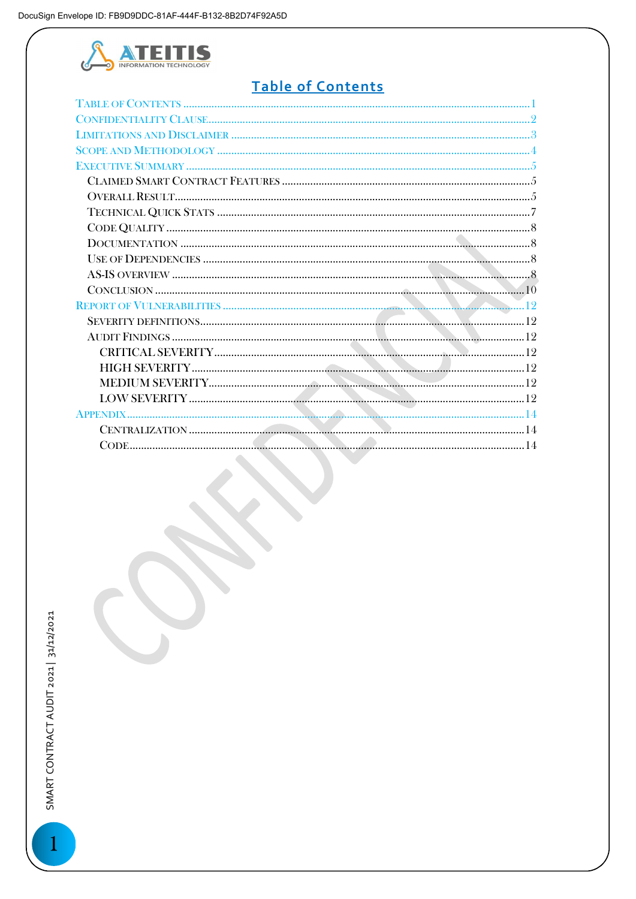# Table of Contents

- Table of Contents ........ 1
- Confidentiality Clause ........ 2
- Limitations and Disclaimer ........ 3
- Scope and Methodology ........ 4
- Executive Summary ........ 5
  - Claimed Smart Contract Features ........ 5
  - Overall Result ........ 5
  - Technical Quick Stats ........ 7
  - Code Quality ........ 8
  - Documentation ........ 8
  - Use of Dependencies ........ 8
  - AS-IS overview ........ 8
  - Conclusion ........ 10
- Report of Vulnerabilities ........ 12
  - Severity definitions ........ 12
  - Audit Findings ........ 12
    - CRITICAL SEVERITY ........ 12
    - HIGH SEVERITY ........ 12
    - MEDIUM SEVERITY ........ 12
    - LOW SEVERITY ........ 12
- Appendix ........ 14
    - Centralization ........ 14
    - Code ........ 14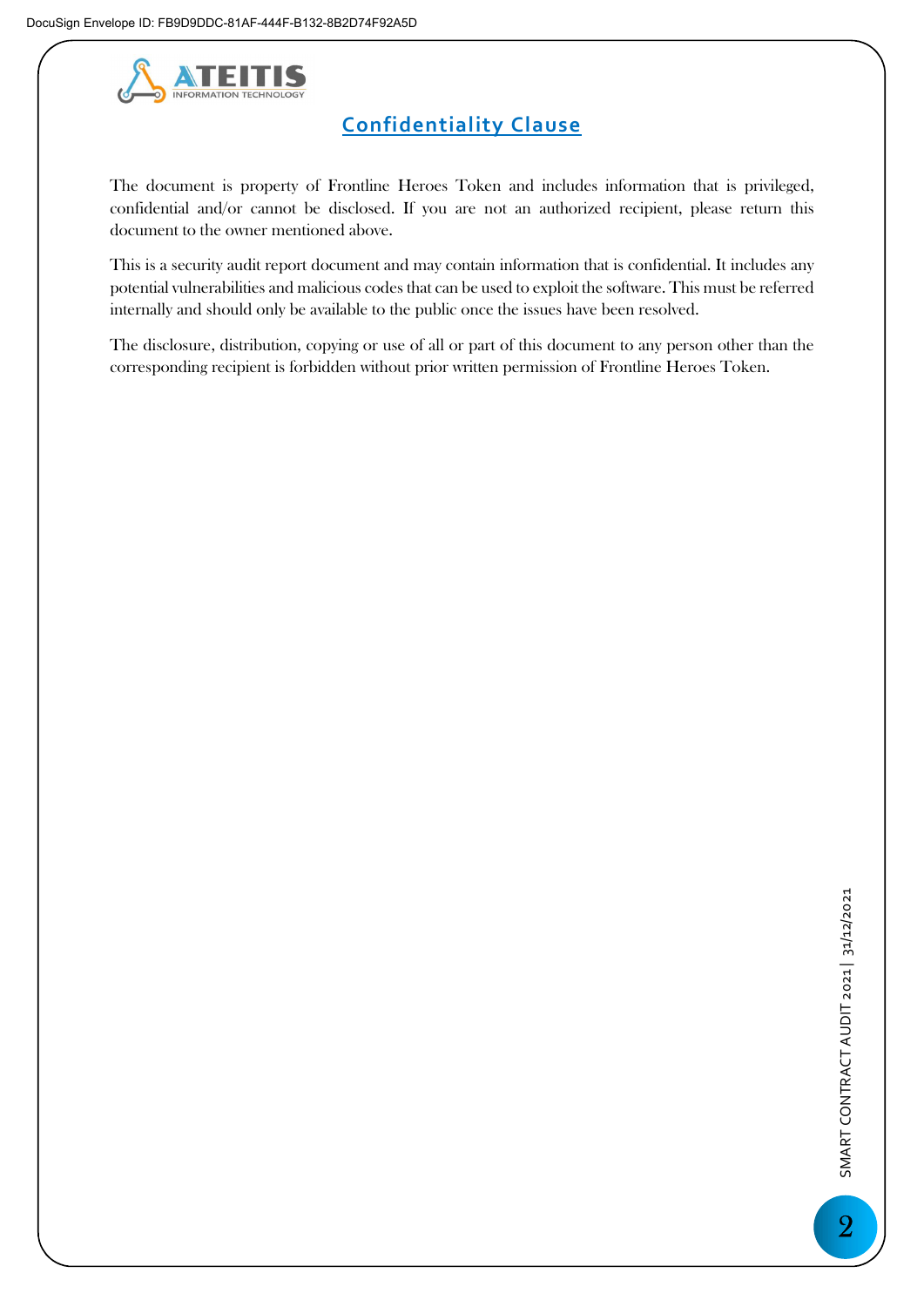## Confidentiality Clause

The document is property of Frontline Heroes Token and includes information that is privileged, confidential and/or cannot be disclosed. If you are not an authorized recipient, please return this document to the owner mentioned above.

This is a security audit report document and may contain information that is confidential. It includes any potential vulnerabilities and malicious codes that can be used to exploit the software. This must be referred internally and should only be available to the public once the issues have been resolved.

The disclosure, distribution, copying or use of all or part of this document to any person other than the corresponding recipient is forbidden without prior written permission of Frontline Heroes Token.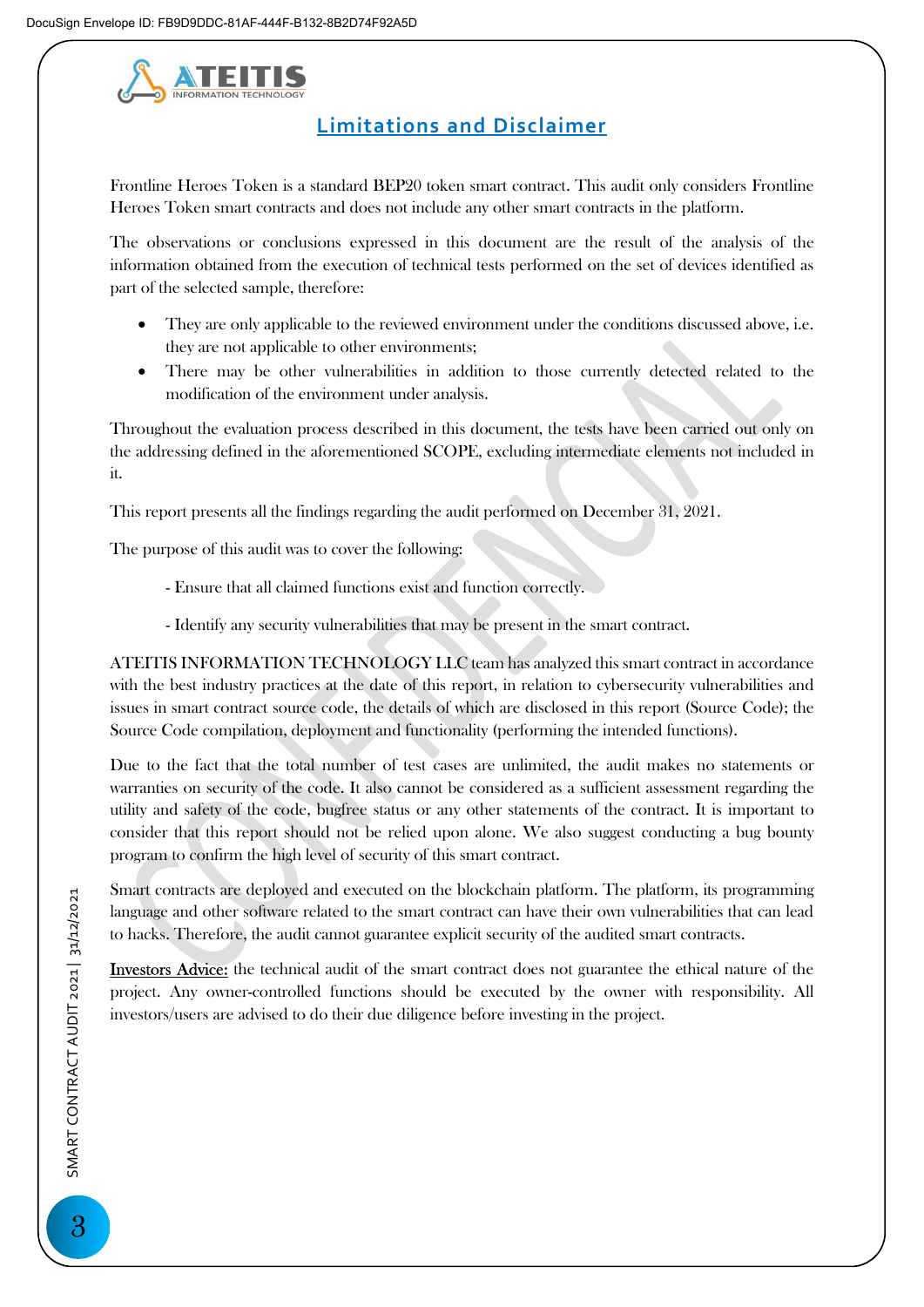## Limitations and Disclaimer

Frontline Heroes Token is a standard BEP20 token smart contract. This audit only considers Frontline Heroes Token smart contracts and does not include any other smart contracts in the platform.

The observations or conclusions expressed in this document are the result of the analysis of the information obtained from the execution of technical tests performed on the set of devices identified as part of the selected sample, therefore:

- They are only applicable to the reviewed environment under the conditions discussed above, i.e. they are not applicable to other environments;
- There may be other vulnerabilities in addition to those currently detected related to the modification of the environment under analysis.

Throughout the evaluation process described in this document, the tests have been carried out only on the addressing defined in the aforementioned SCOPE, excluding intermediate elements not included in it.

This report presents all the findings regarding the audit performed on December 31, 2021.

The purpose of this audit was to cover the following:

- Ensure that all claimed functions exist and function correctly.

- Identify any security vulnerabilities that may be present in the smart contract.

ATEITIS INFORMATION TECHNOLOGY LLC team has analyzed this smart contract in accordance with the best industry practices at the date of this report, in relation to cybersecurity vulnerabilities and issues in smart contract source code, the details of which are disclosed in this report (Source Code); the Source Code compilation, deployment and functionality (performing the intended functions).

Due to the fact that the total number of test cases are unlimited, the audit makes no statements or warranties on security of the code. It also cannot be considered as a sufficient assessment regarding the utility and safety of the code, bugfree status or any other statements of the contract. It is important to consider that this report should not be relied upon alone. We also suggest conducting a bug bounty program to confirm the high level of security of this smart contract.

Smart contracts are deployed and executed on the blockchain platform. The platform, its programming language and other software related to the smart contract can have their own vulnerabilities that can lead to hacks. Therefore, the audit cannot guarantee explicit security of the audited smart contracts.

Investors Advice: the technical audit of the smart contract does not guarantee the ethical nature of the project. Any owner-controlled functions should be executed by the owner with responsibility. All investors/users are advised to do their due diligence before investing in the project.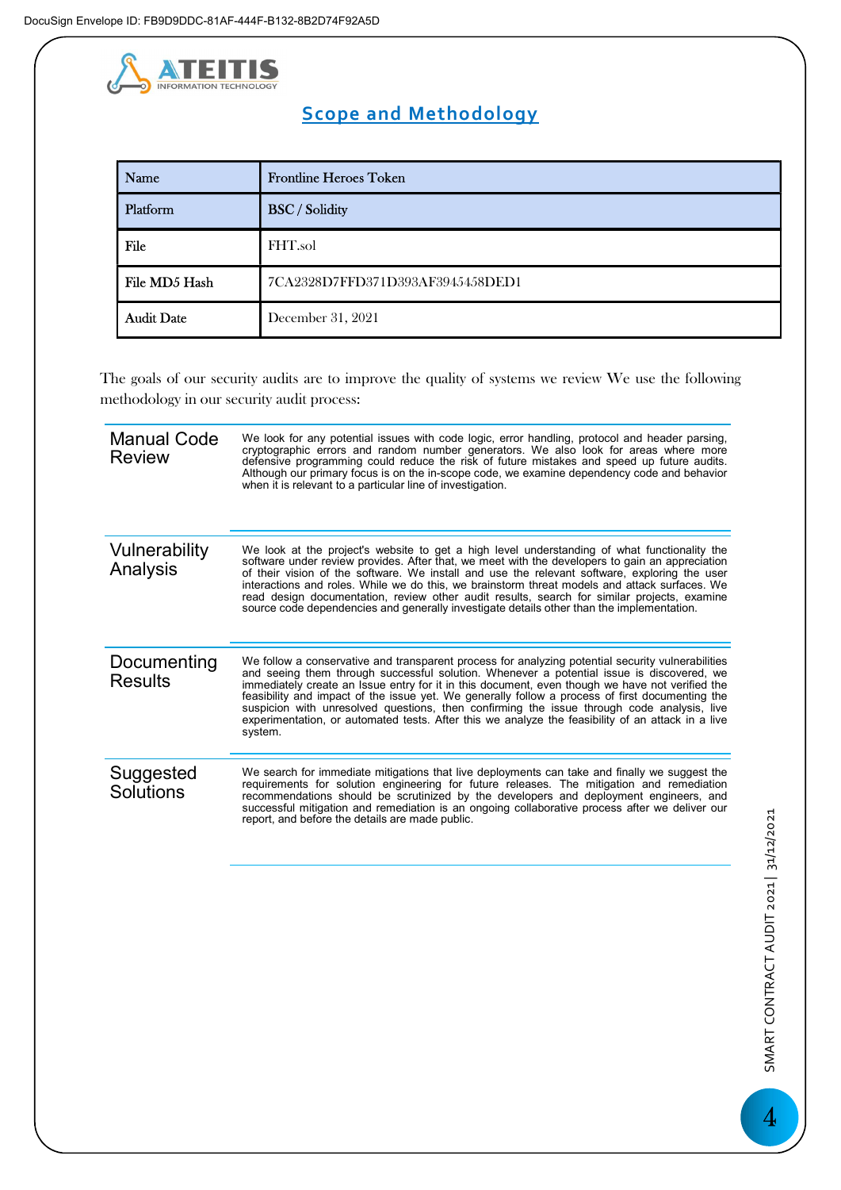## Scope and Methodology

| Name | Frontline Heroes Token |
|---|---|
| Platform | BSC / Solidity |
| File | FHT.sol |
| File MD5 Hash | 7CA2328D7FFD371D393AF3945458DED1 |
| Audit Date | December 31, 2021 |

The goals of our security audits are to improve the quality of systems we review We use the following methodology in our security audit process:

**Manual Code Review**

We look for any potential issues with code logic, error handling, protocol and header parsing, cryptographic errors and random number generators. We also look for areas where more defensive programming could reduce the risk of future mistakes and speed up future audits. Although our primary focus is on the in-scope code, we examine dependency code and behavior when it is relevant to a particular line of investigation.

**Vulnerability Analysis**

We look at the project's website to get a high level understanding of what functionality the software under review provides. After that, we meet with the developers to gain an appreciation of their vision of the software. We install and use the relevant software, exploring the user interactions and roles. While we do this, we brainstorm threat models and attack surfaces. We read design documentation, review other audit results, search for similar projects, examine source code dependencies and generally investigate details other than the implementation.

**Documenting Results**

We follow a conservative and transparent process for analyzing potential security vulnerabilities and seeing them through successful solution. Whenever a potential issue is discovered, we immediately create an Issue entry for it in this document, even though we have not verified the feasibility and impact of the issue yet. We generally follow a process of first documenting the suspicion with unresolved questions, then confirming the issue through code analysis, live experimentation, or automated tests. After this we analyze the feasibility of an attack in a live system.

**Suggested Solutions**

We search for immediate mitigations that live deployments can take and finally we suggest the requirements for solution engineering for future releases. The mitigation and remediation recommendations should be scrutinized by the developers and deployment engineers, and successful mitigation and remediation is an ongoing collaborative process after we deliver our report, and before the details are made public.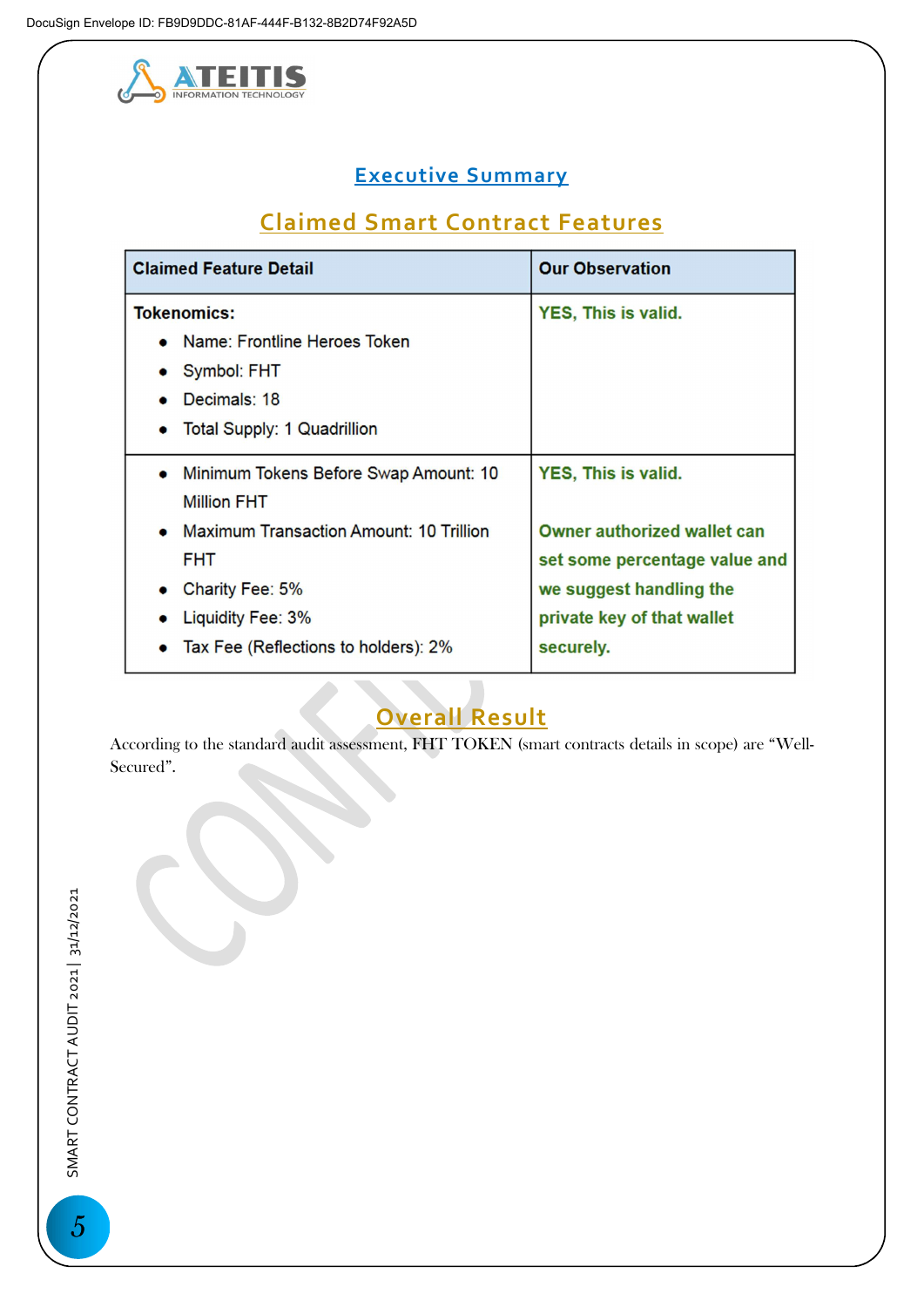## Executive Summary

### Claimed Smart Contract Features

| Claimed Feature Detail | Our Observation |
|---|---|
| **Tokenomics:**<br>• Name: Frontline Heroes Token<br>• Symbol: FHT<br>• Decimals: 18<br>• Total Supply: 1 Quadrillion | **YES, This is valid.** |
| • Minimum Tokens Before Swap Amount: 10 Million FHT<br>• Maximum Transaction Amount: 10 Trillion FHT<br>• Charity Fee: 5%<br>• Liquidity Fee: 3%<br>• Tax Fee (Reflections to holders): 2% | **YES, This is valid.**<br><br>**Owner authorized wallet can set some percentage value and we suggest handling the private key of that wallet securely.** |

### Overall Result

According to the standard audit assessment, FHT TOKEN (smart contracts details in scope) are "Well-Secured".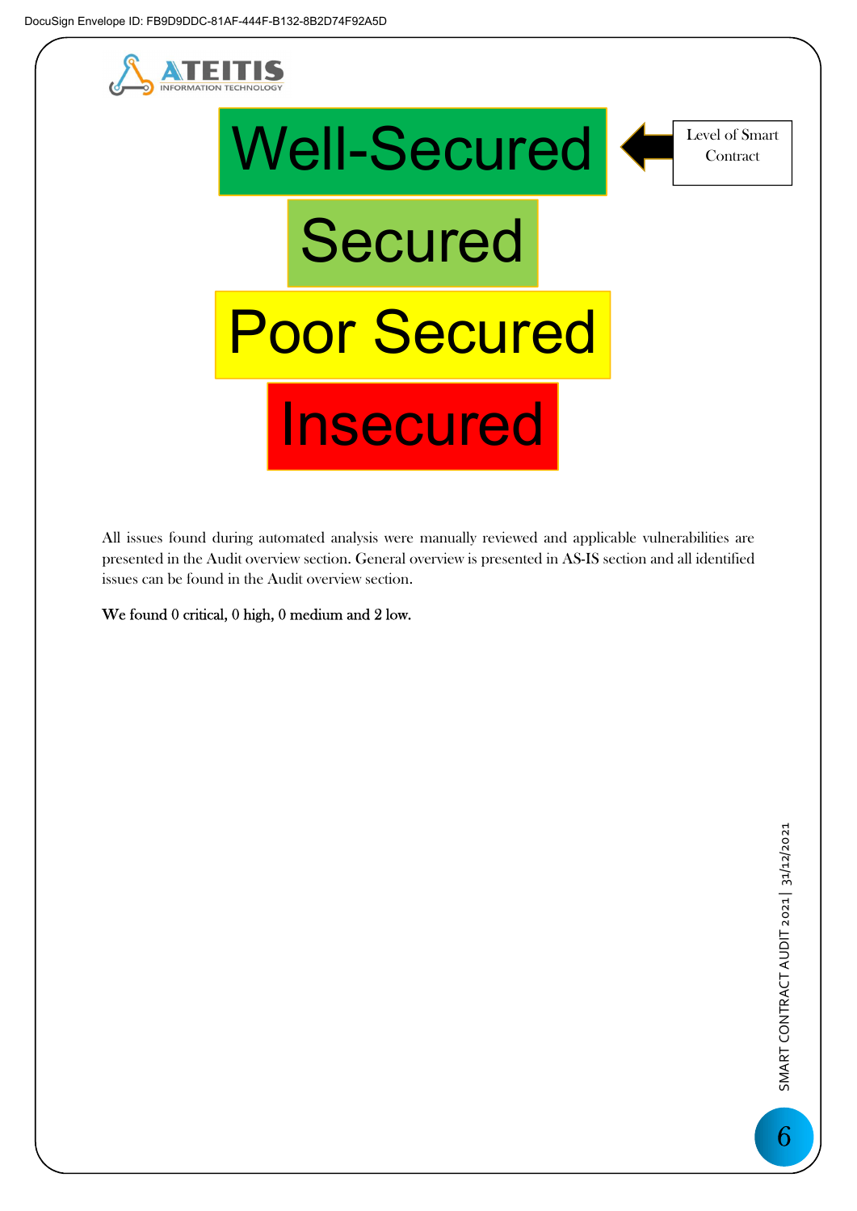Well-Secured

Secured

Poor Secured

Insecured

Level of Smart Contract

All issues found during automated analysis were manually reviewed and applicable vulnerabilities are presented in the Audit overview section. General overview is presented in AS-IS section and all identified issues can be found in the Audit overview section.

We found 0 critical, 0 high, 0 medium and 2 low.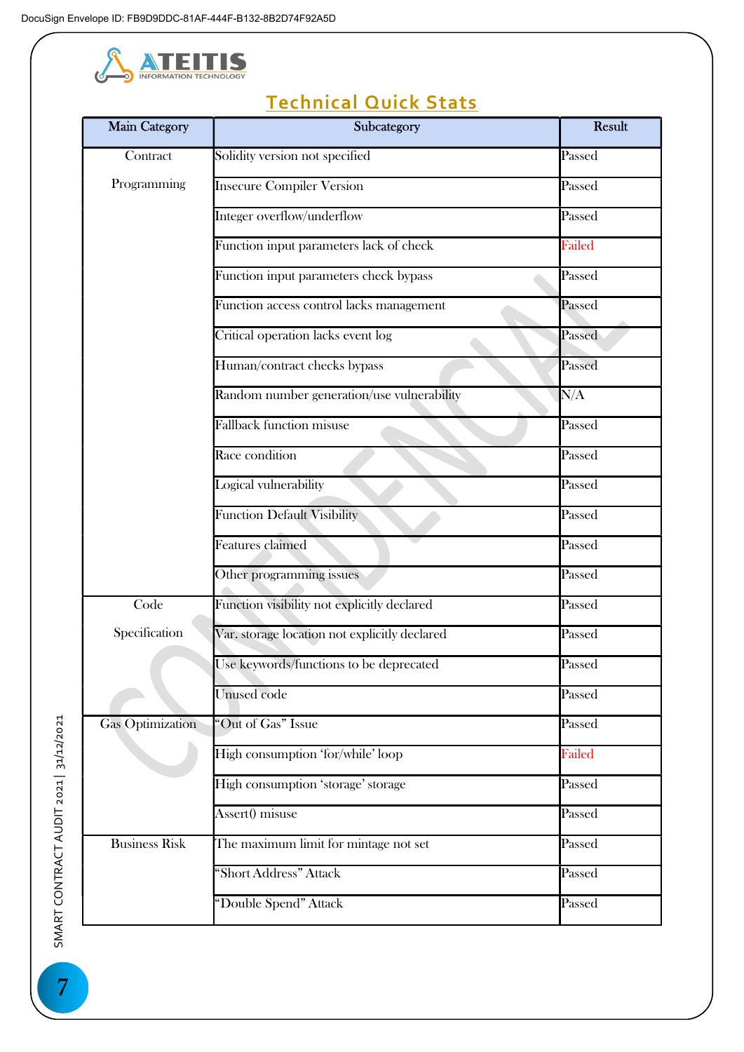## Technical Quick Stats

| Main Category | Subcategory | Result |
|---|---|---|
| Contract Programming | Solidity version not specified | Passed |
| | Insecure Compiler Version | Passed |
| | Integer overflow/underflow | Passed |
| | Function input parameters lack of check | Failed |
| | Function input parameters check bypass | Passed |
| | Function access control lacks management | Passed |
| | Critical operation lacks event log | Passed |
| | Human/contract checks bypass | Passed |
| | Random number generation/use vulnerability | N/A |
| | Fallback function misuse | Passed |
| | Race condition | Passed |
| | Logical vulnerability | Passed |
| | Function Default Visibility | Passed |
| | Features claimed | Passed |
| | Other programming issues | Passed |
| Code Specification | Function visibility not explicitly declared | Passed |
| | Var. storage location not explicitly declared | Passed |
| | Use keywords/functions to be deprecated | Passed |
| | Unused code | Passed |
| Gas Optimization | "Out of Gas" Issue | Passed |
| | High consumption 'for/while' loop | Failed |
| | High consumption 'storage' storage | Passed |
| | Assert() misuse | Passed |
| Business Risk | The maximum limit for mintage not set | Passed |
| | "Short Address" Attack | Passed |
| | "Double Spend" Attack | Passed |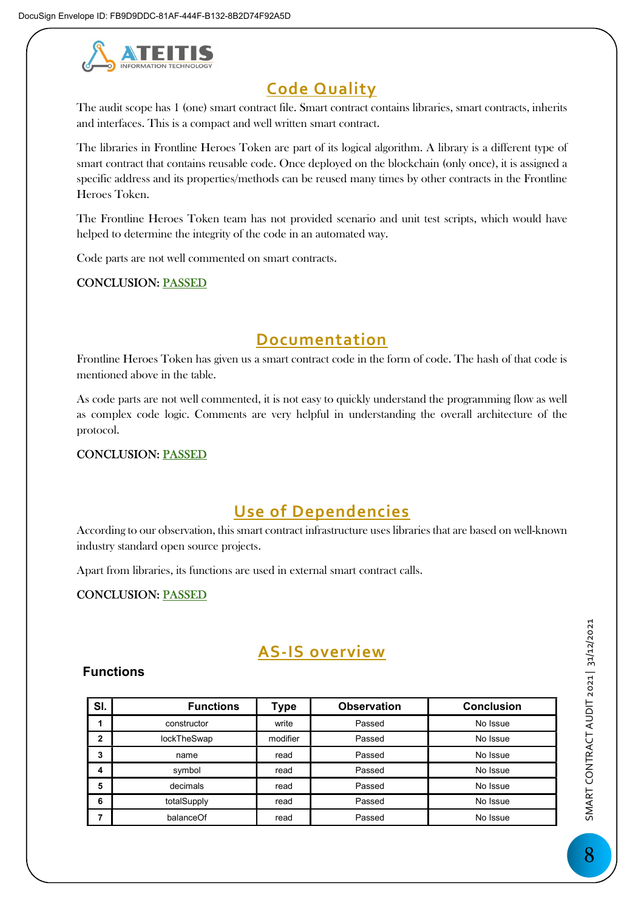## Code Quality

The audit scope has 1 (one) smart contract file. Smart contract contains libraries, smart contracts, inherits and interfaces. This is a compact and well written smart contract.

The libraries in Frontline Heroes Token are part of its logical algorithm. A library is a different type of smart contract that contains reusable code. Once deployed on the blockchain (only once), it is assigned a specific address and its properties/methods can be reused many times by other contracts in the Frontline Heroes Token.

The Frontline Heroes Token team has not provided scenario and unit test scripts, which would have helped to determine the integrity of the code in an automated way.

Code parts are not well commented on smart contracts.

CONCLUSION: PASSED

## Documentation

Frontline Heroes Token has given us a smart contract code in the form of code. The hash of that code is mentioned above in the table.

As code parts are not well commented, it is not easy to quickly understand the programming flow as well as complex code logic. Comments are very helpful in understanding the overall architecture of the protocol.

CONCLUSION: PASSED

## Use of Dependencies

According to our observation, this smart contract infrastructure uses libraries that are based on well-known industry standard open source projects.

Apart from libraries, its functions are used in external smart contract calls.

CONCLUSION: PASSED

## AS-IS overview

### Functions

| Sl. | Functions | Type | Observation | Conclusion |
|---|---|---|---|---|
| 1 | constructor | write | Passed | No Issue |
| 2 | lockTheSwap | modifier | Passed | No Issue |
| 3 | name | read | Passed | No Issue |
| 4 | symbol | read | Passed | No Issue |
| 5 | decimals | read | Passed | No Issue |
| 6 | totalSupply | read | Passed | No Issue |
| 7 | balanceOf | read | Passed | No Issue |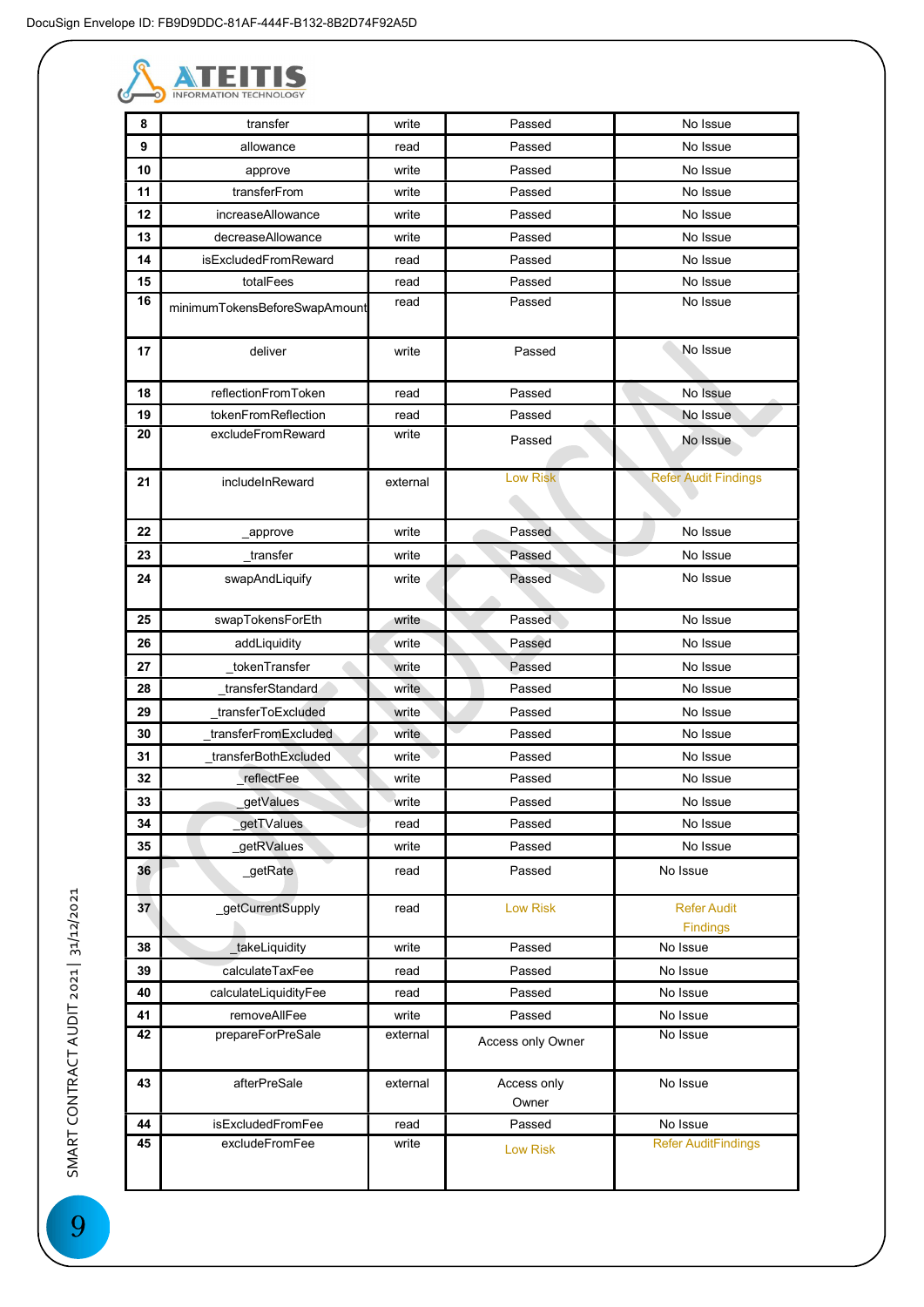| 8 | transfer | write | Passed | No Issue |
|---|---|---|---|---|
| 9 | allowance | read | Passed | No Issue |
| 10 | approve | write | Passed | No Issue |
| 11 | transferFrom | write | Passed | No Issue |
| 12 | increaseAllowance | write | Passed | No Issue |
| 13 | decreaseAllowance | write | Passed | No Issue |
| 14 | isExcludedFromReward | read | Passed | No Issue |
| 15 | totalFees | read | Passed | No Issue |
| 16 | minimumTokensBeforeSwapAmount | read | Passed | No Issue |
| 17 | deliver | write | Passed | No Issue |
| 18 | reflectionFromToken | read | Passed | No Issue |
| 19 | tokenFromReflection | read | Passed | No Issue |
| 20 | excludeFromReward | write | Passed | No Issue |
| 21 | includeInReward | external | Low Risk | Refer Audit Findings |
| 22 | _approve | write | Passed | No Issue |
| 23 | _transfer | write | Passed | No Issue |
| 24 | swapAndLiquify | write | Passed | No Issue |
| 25 | swapTokensForEth | write | Passed | No Issue |
| 26 | addLiquidity | write | Passed | No Issue |
| 27 | _tokenTransfer | write | Passed | No Issue |
| 28 | _transferStandard | write | Passed | No Issue |
| 29 | _transferToExcluded | write | Passed | No Issue |
| 30 | _transferFromExcluded | write | Passed | No Issue |
| 31 | _transferBothExcluded | write | Passed | No Issue |
| 32 | _reflectFee | write | Passed | No Issue |
| 33 | _getValues | write | Passed | No Issue |
| 34 | _getTValues | read | Passed | No Issue |
| 35 | _getRValues | write | Passed | No Issue |
| 36 | _getRate | read | Passed | No Issue |
| 37 | _getCurrentSupply | read | Low Risk | Refer Audit Findings |
| 38 | _takeLiquidity | write | Passed | No Issue |
| 39 | calculateTaxFee | read | Passed | No Issue |
| 40 | calculateLiquidityFee | read | Passed | No Issue |
| 41 | removeAllFee | write | Passed | No Issue |
| 42 | prepareForPreSale | external | Access only Owner | No Issue |
| 43 | afterPreSale | external | Access only Owner | No Issue |
| 44 | isExcludedFromFee | read | Passed | No Issue |
| 45 | excludeFromFee | write | Low Risk | Refer AuditFindings |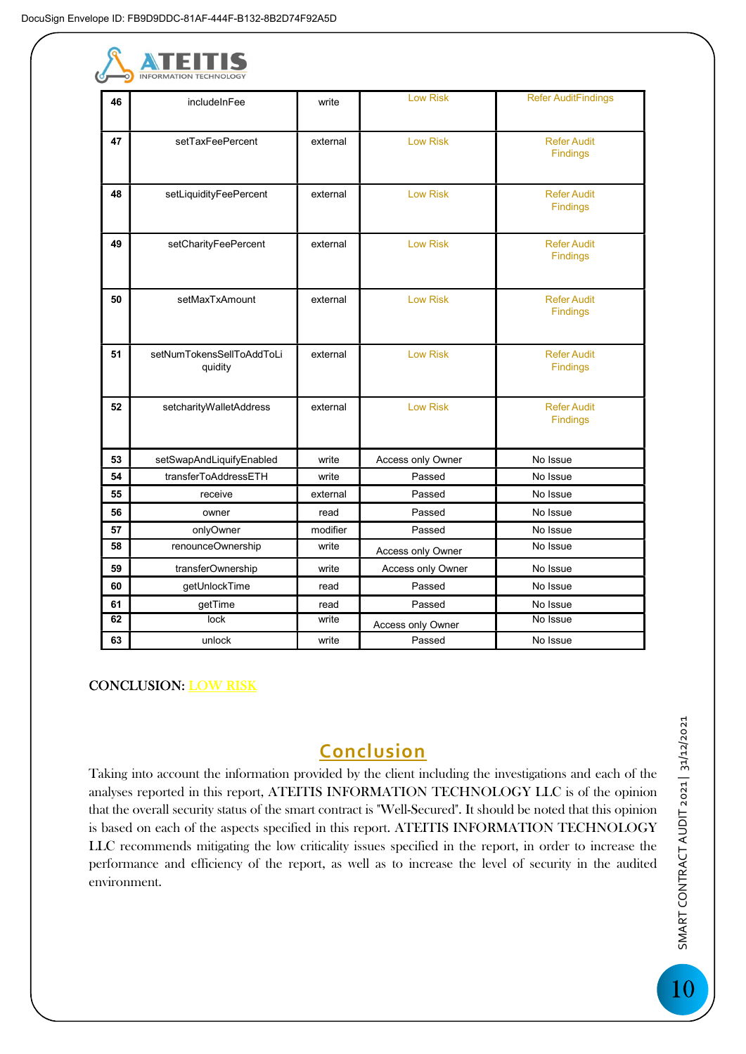| 46 | includeInFee | write | Low Risk | Refer AuditFindings |
|---|---|---|---|---|
| 47 | setTaxFeePercent | external | Low Risk | Refer Audit Findings |
| 48 | setLiquidityFeePercent | external | Low Risk | Refer Audit Findings |
| 49 | setCharityFeePercent | external | Low Risk | Refer Audit Findings |
| 50 | setMaxTxAmount | external | Low Risk | Refer Audit Findings |
| 51 | setNumTokensSellToAddToLiquidity | external | Low Risk | Refer Audit Findings |
| 52 | setcharityWalletAddress | external | Low Risk | Refer Audit Findings |
| 53 | setSwapAndLiquifyEnabled | write | Access only Owner | No Issue |
| 54 | transferToAddressETH | write | Passed | No Issue |
| 55 | receive | external | Passed | No Issue |
| 56 | owner | read | Passed | No Issue |
| 57 | onlyOwner | modifier | Passed | No Issue |
| 58 | renounceOwnership | write | Access only Owner | No Issue |
| 59 | transferOwnership | write | Access only Owner | No Issue |
| 60 | getUnlockTime | read | Passed | No Issue |
| 61 | getTime | read | Passed | No Issue |
| 62 | lock | write | Access only Owner | No Issue |
| 63 | unlock | write | Passed | No Issue |

CONCLUSION: LOW RISK

## Conclusion

Taking into account the information provided by the client including the investigations and each of the analyses reported in this report, ATEITIS INFORMATION TECHNOLOGY LLC is of the opinion that the overall security status of the smart contract is "Well-Secured". It should be noted that this opinion is based on each of the aspects specified in this report. ATEITIS INFORMATION TECHNOLOGY LLC recommends mitigating the low criticality issues specified in the report, in order to increase the performance and efficiency of the report, as well as to increase the level of security in the audited environment.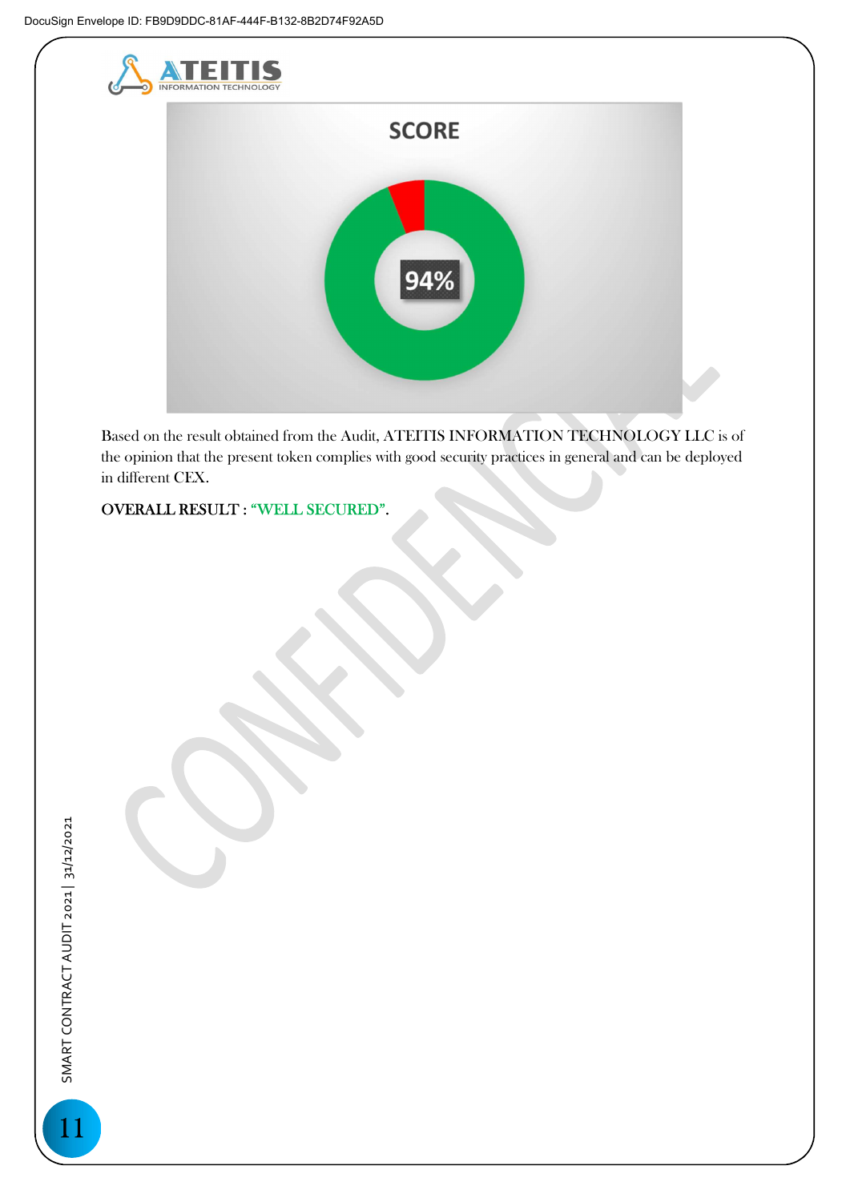SCORE

94%

Based on the result obtained from the Audit, ATEITIS INFORMATION TECHNOLOGY LLC is of the opinion that the present token complies with good security practices in general and can be deployed in different CEX.

OVERALL RESULT : "WELL SECURED".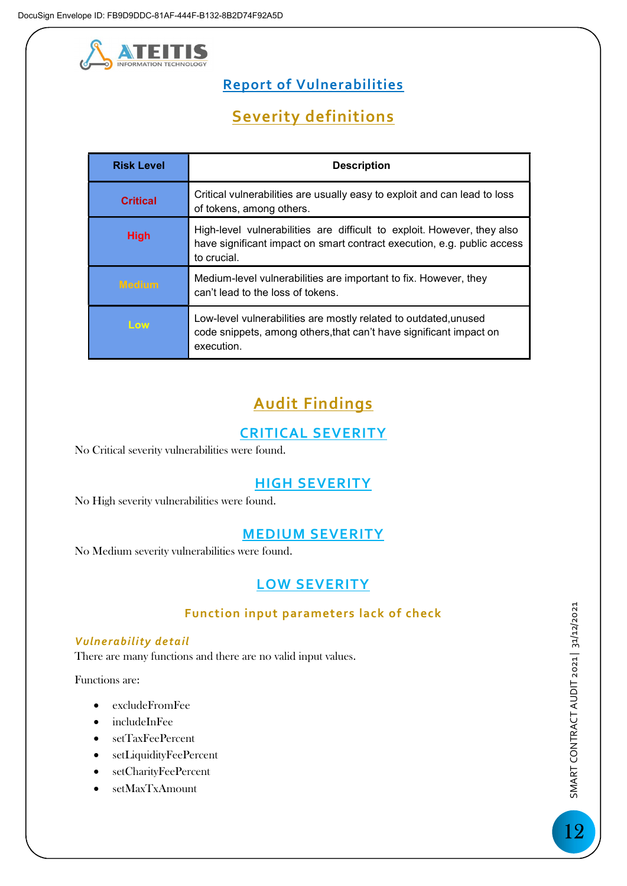## Report of Vulnerabilities

## Severity definitions

| Risk Level | Description |
|---|---|
| Critical | Critical vulnerabilities are usually easy to exploit and can lead to loss of tokens, among others. |
| High | High-level vulnerabilities are difficult to exploit. However, they also have significant impact on smart contract execution, e.g. public access to crucial. |
| Medium | Medium-level vulnerabilities are important to fix. However, they can't lead to the loss of tokens. |
| Low | Low-level vulnerabilities are mostly related to outdated,unused code snippets, among others,that can't have significant impact on execution. |

## Audit Findings

### CRITICAL SEVERITY

No Critical severity vulnerabilities were found.

### HIGH SEVERITY

No High severity vulnerabilities were found.

### MEDIUM SEVERITY

No Medium severity vulnerabilities were found.

### LOW SEVERITY

#### Function input parameters lack of check

***Vulnerability detail***

There are many functions and there are no valid input values.

Functions are:

- excludeFromFee
- includeInFee
- setTaxFeePercent
- setLiquidityFeePercent
- setCharityFeePercent
- setMaxTxAmount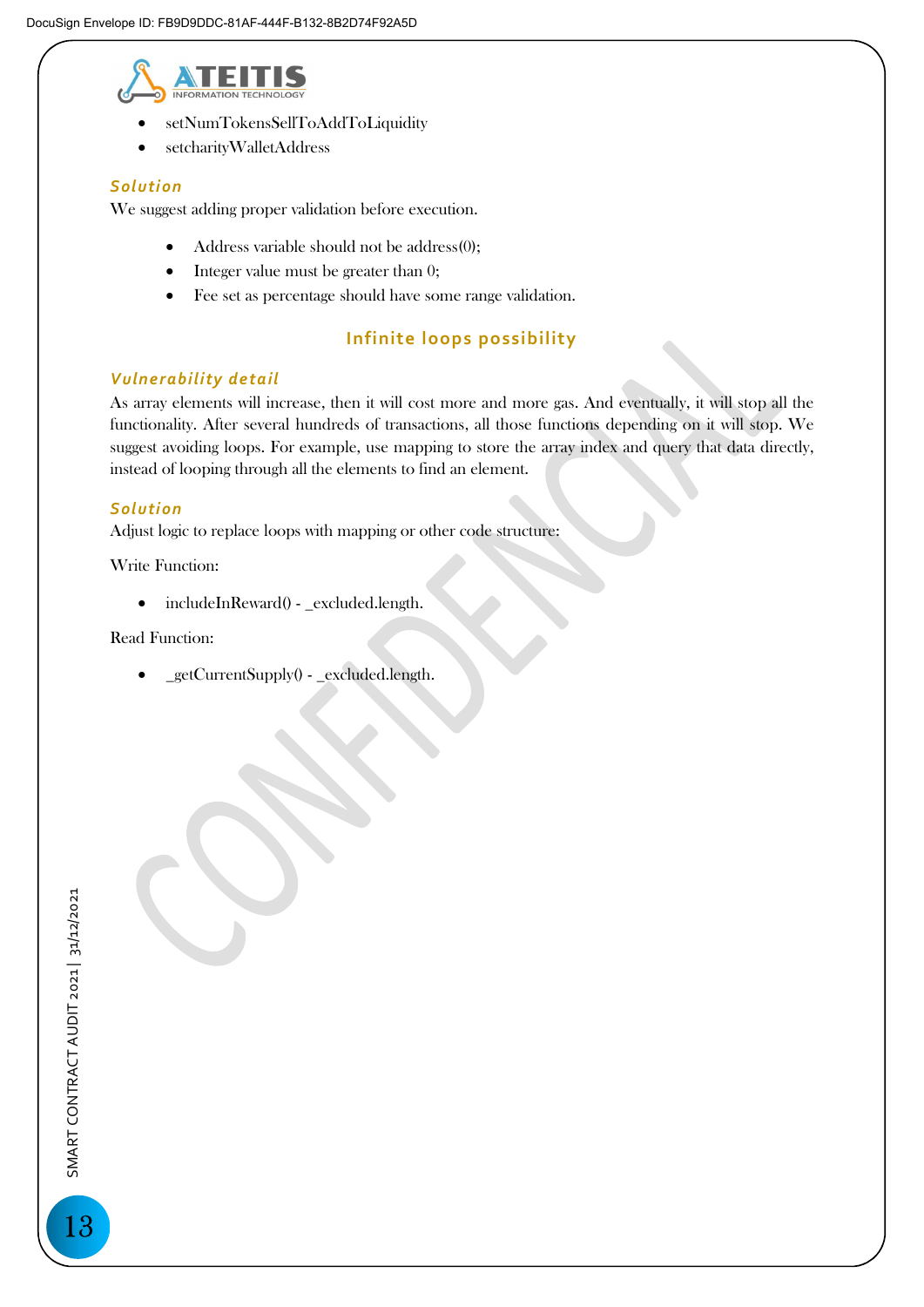- setNumTokensSellToAddToLiquidity
- setcharityWalletAddress

### *Solution*

We suggest adding proper validation before execution.

- Address variable should not be address(0);
- Integer value must be greater than 0;
- Fee set as percentage should have some range validation.

## Infinite loops possibility

### *Vulnerability detail*

As array elements will increase, then it will cost more and more gas. And eventually, it will stop all the functionality. After several hundreds of transactions, all those functions depending on it will stop. We suggest avoiding loops. For example, use mapping to store the array index and query that data directly, instead of looping through all the elements to find an element.

### *Solution*

Adjust logic to replace loops with mapping or other code structure:

Write Function:

- includeInReward() - _excluded.length.

Read Function:

- _getCurrentSupply() - _excluded.length.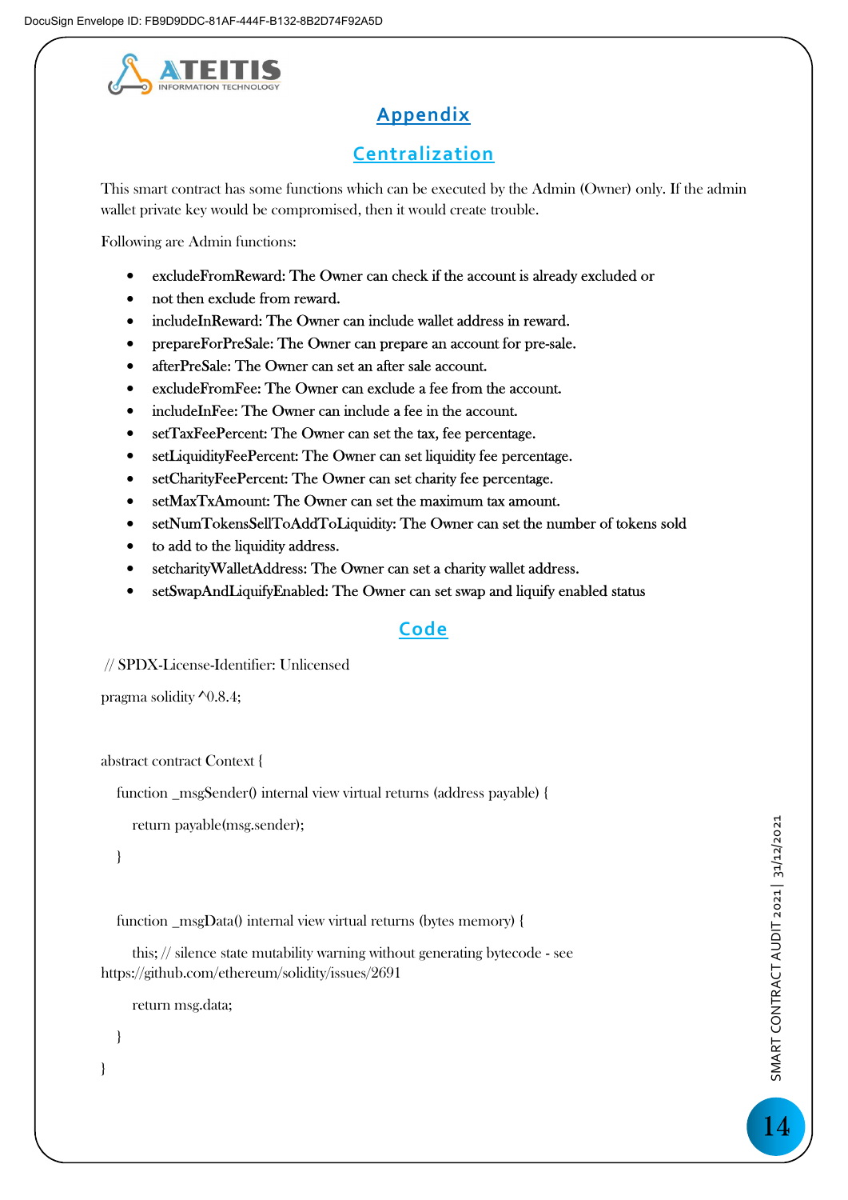## Appendix

### Centralization

This smart contract has some functions which can be executed by the Admin (Owner) only. If the admin wallet private key would be compromised, then it would create trouble.

Following are Admin functions:

- excludeFromReward: The Owner can check if the account is already excluded or
- not then exclude from reward.
- includeInReward: The Owner can include wallet address in reward.
- prepareForPreSale: The Owner can prepare an account for pre-sale.
- afterPreSale: The Owner can set an after sale account.
- excludeFromFee: The Owner can exclude a fee from the account.
- includeInFee: The Owner can include a fee in the account.
- setTaxFeePercent: The Owner can set the tax, fee percentage.
- setLiquidityFeePercent: The Owner can set liquidity fee percentage.
- setCharityFeePercent: The Owner can set charity fee percentage.
- setMaxTxAmount: The Owner can set the maximum tax amount.
- setNumTokensSellToAddToLiquidity: The Owner can set the number of tokens sold
- to add to the liquidity address.
- setcharityWalletAddress: The Owner can set a charity wallet address.
- setSwapAndLiquifyEnabled: The Owner can set swap and liquify enabled status

### Code

```
// SPDX-License-Identifier: Unlicensed

pragma solidity ^0.8.4;


abstract contract Context {

    function _msgSender() internal view virtual returns (address payable) {

        return payable(msg.sender);

    }


    function _msgData() internal view virtual returns (bytes memory) {

        this; // silence state mutability warning without generating bytecode - see
https://github.com/ethereum/solidity/issues/2691

        return msg.data;

    }

}
```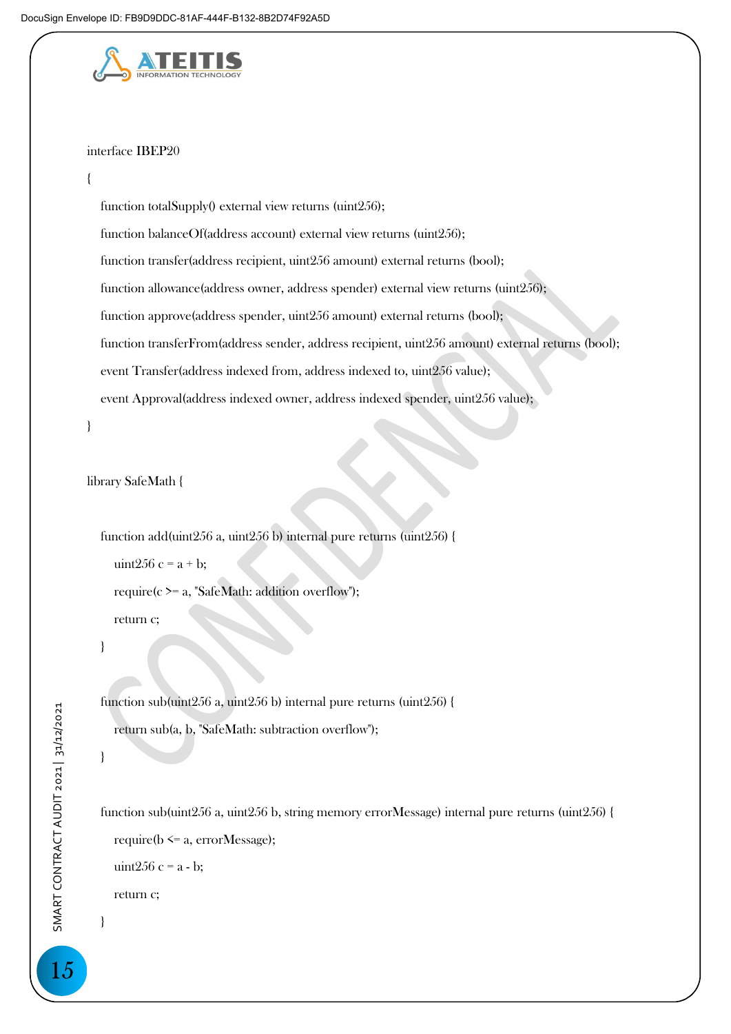```
interface IBEP20
{
    function totalSupply() external view returns (uint256);
    function balanceOf(address account) external view returns (uint256);
    function transfer(address recipient, uint256 amount) external returns (bool);
    function allowance(address owner, address spender) external view returns (uint256);
    function approve(address spender, uint256 amount) external returns (bool);
    function transferFrom(address sender, address recipient, uint256 amount) external returns (bool);
    event Transfer(address indexed from, address indexed to, uint256 value);
    event Approval(address indexed owner, address indexed spender, uint256 value);
}

library SafeMath {

    function add(uint256 a, uint256 b) internal pure returns (uint256) {
        uint256 c = a + b;
        require(c >= a, "SafeMath: addition overflow");
        return c;
    }

    function sub(uint256 a, uint256 b) internal pure returns (uint256) {
        return sub(a, b, "SafeMath: subtraction overflow");
    }

    function sub(uint256 a, uint256 b, string memory errorMessage) internal pure returns (uint256) {
        require(b <= a, errorMessage);
        uint256 c = a - b;
        return c;
    }
```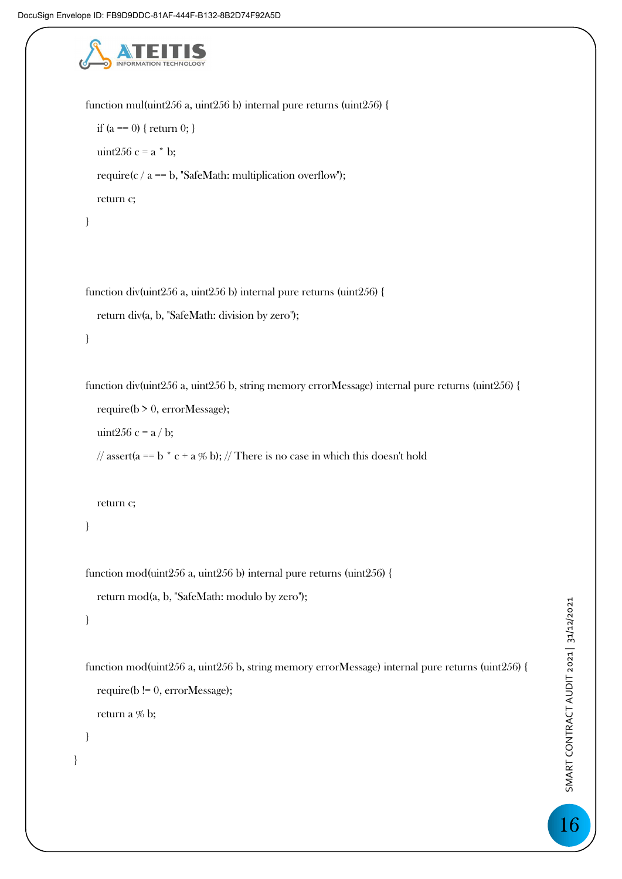```
    function mul(uint256 a, uint256 b) internal pure returns (uint256) {
        if (a == 0) { return 0; }
        uint256 c = a * b;
        require(c / a == b, "SafeMath: multiplication overflow");
        return c;
    }



    function div(uint256 a, uint256 b) internal pure returns (uint256) {
        return div(a, b, "SafeMath: division by zero");
    }

    function div(uint256 a, uint256 b, string memory errorMessage) internal pure returns (uint256) {
        require(b > 0, errorMessage);
        uint256 c = a / b;
        // assert(a == b * c + a % b); // There is no case in which this doesn't hold

        return c;
    }

    function mod(uint256 a, uint256 b) internal pure returns (uint256) {
        return mod(a, b, "SafeMath: modulo by zero");
    }

    function mod(uint256 a, uint256 b, string memory errorMessage) internal pure returns (uint256) {
        require(b != 0, errorMessage);
        return a % b;
    }
}
```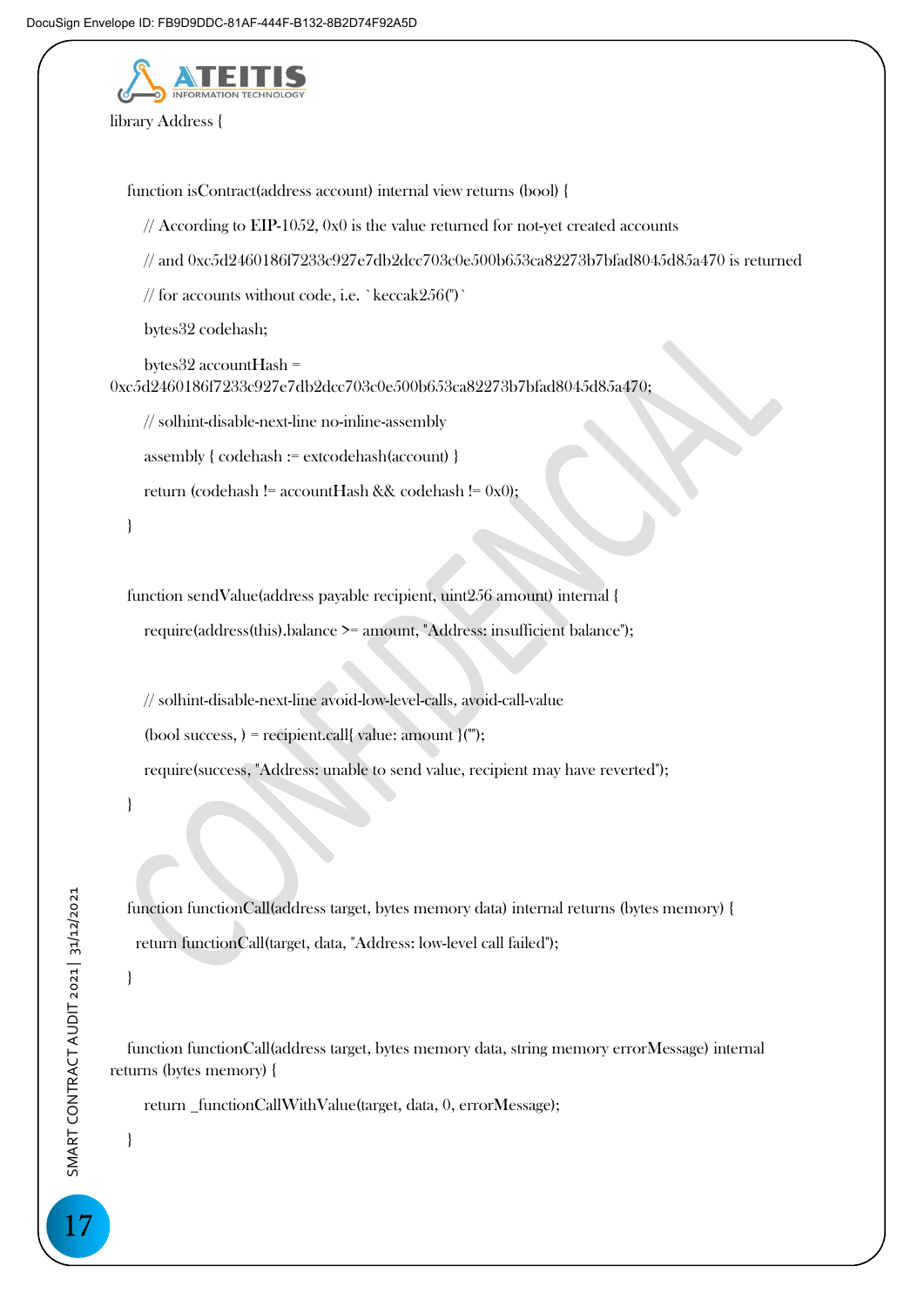```
library Address {

    function isContract(address account) internal view returns (bool) {
        // According to EIP-1052, 0x0 is the value returned for not-yet created accounts
        // and 0xc5d2460186f7233c927e7db2dcc703c0e500b653ca82273b7bfad8045d85a470 is returned
        // for accounts without code, i.e. `keccak256('')`
        bytes32 codehash;
        bytes32 accountHash =
0xc5d2460186f7233c927e7db2dcc703c0e500b653ca82273b7bfad8045d85a470;
        // solhint-disable-next-line no-inline-assembly
        assembly { codehash := extcodehash(account) }
        return (codehash != accountHash && codehash != 0x0);
    }

    function sendValue(address payable recipient, uint256 amount) internal {
        require(address(this).balance >= amount, "Address: insufficient balance");

        // solhint-disable-next-line avoid-low-level-calls, avoid-call-value
        (bool success, ) = recipient.call{ value: amount }("");
        require(success, "Address: unable to send value, recipient may have reverted");
    }


    function functionCall(address target, bytes memory data) internal returns (bytes memory) {
      return functionCall(target, data, "Address: low-level call failed");
    }

    function functionCall(address target, bytes memory data, string memory errorMessage) internal
returns (bytes memory) {
        return _functionCallWithValue(target, data, 0, errorMessage);
    }
```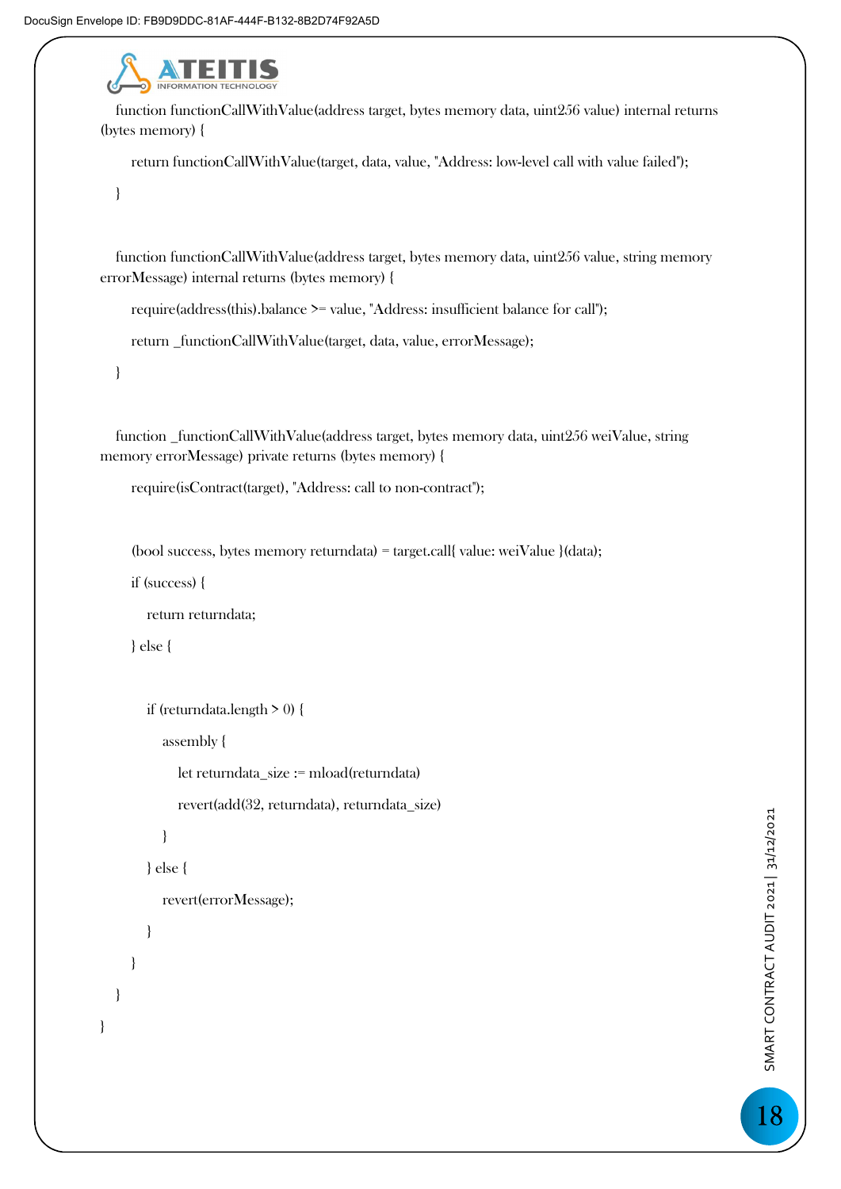```
    function functionCallWithValue(address target, bytes memory data, uint256 value) internal returns (bytes memory) {
        return functionCallWithValue(target, data, value, "Address: low-level call with value failed");
    }

    function functionCallWithValue(address target, bytes memory data, uint256 value, string memory errorMessage) internal returns (bytes memory) {
        require(address(this).balance >= value, "Address: insufficient balance for call");
        return _functionCallWithValue(target, data, value, errorMessage);
    }

    function _functionCallWithValue(address target, bytes memory data, uint256 weiValue, string memory errorMessage) private returns (bytes memory) {
        require(isContract(target), "Address: call to non-contract");

        (bool success, bytes memory returndata) = target.call{ value: weiValue }(data);
        if (success) {
            return returndata;
        } else {

            if (returndata.length > 0) {
                assembly {
                    let returndata_size := mload(returndata)
                    revert(add(32, returndata), returndata_size)
                }
            } else {
                revert(errorMessage);
            }
        }
    }
}
```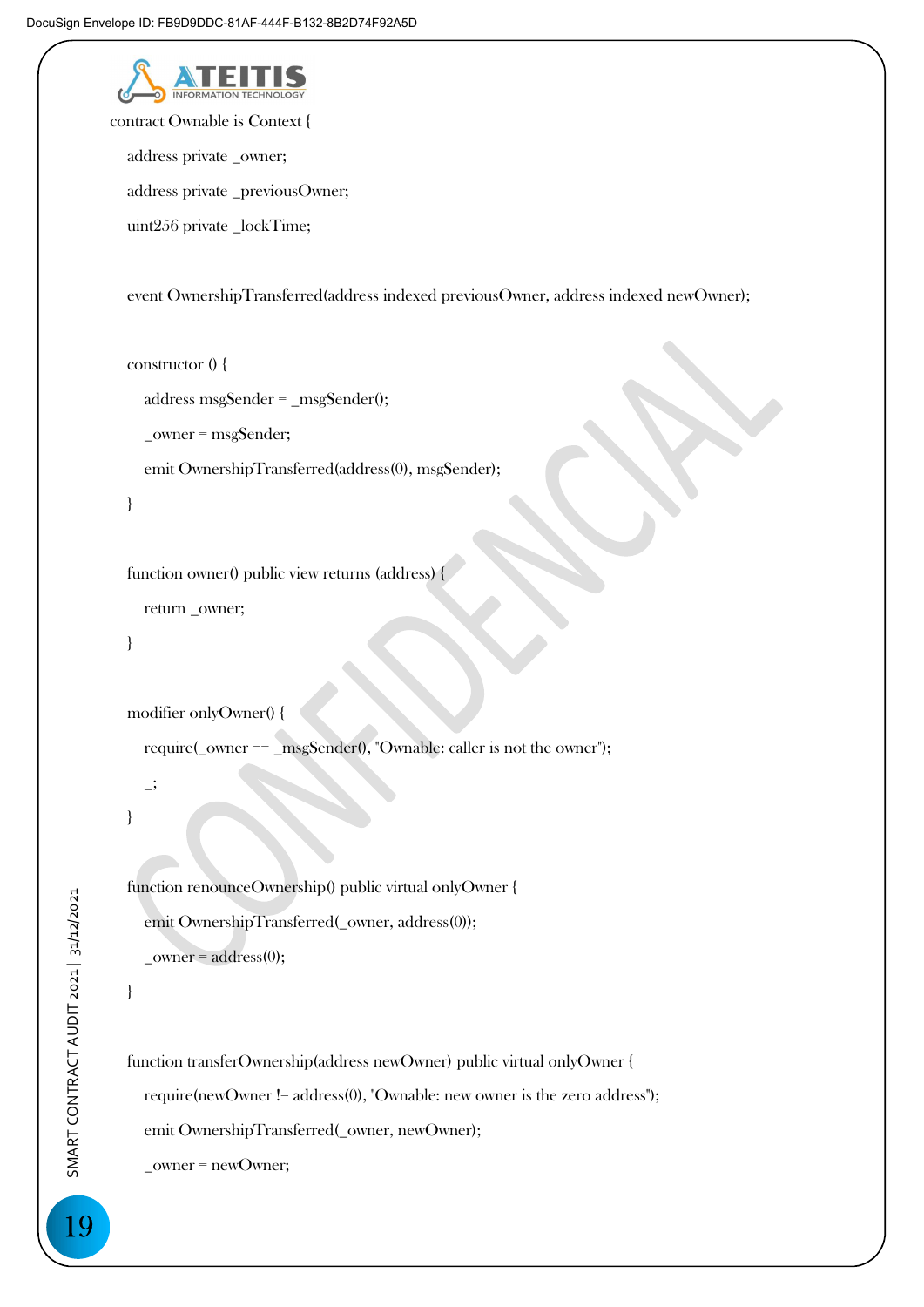```
contract Ownable is Context {
    address private _owner;
    address private _previousOwner;
    uint256 private _lockTime;

    event OwnershipTransferred(address indexed previousOwner, address indexed newOwner);

    constructor () {
        address msgSender = _msgSender();
        _owner = msgSender;
        emit OwnershipTransferred(address(0), msgSender);
    }

    function owner() public view returns (address) {
        return _owner;
    }

    modifier onlyOwner() {
        require(_owner == _msgSender(), "Ownable: caller is not the owner");
        _;
    }

    function renounceOwnership() public virtual onlyOwner {
        emit OwnershipTransferred(_owner, address(0));
        _owner = address(0);
    }

    function transferOwnership(address newOwner) public virtual onlyOwner {
        require(newOwner != address(0), "Ownable: new owner is the zero address");
        emit OwnershipTransferred(_owner, newOwner);
        _owner = newOwner;
```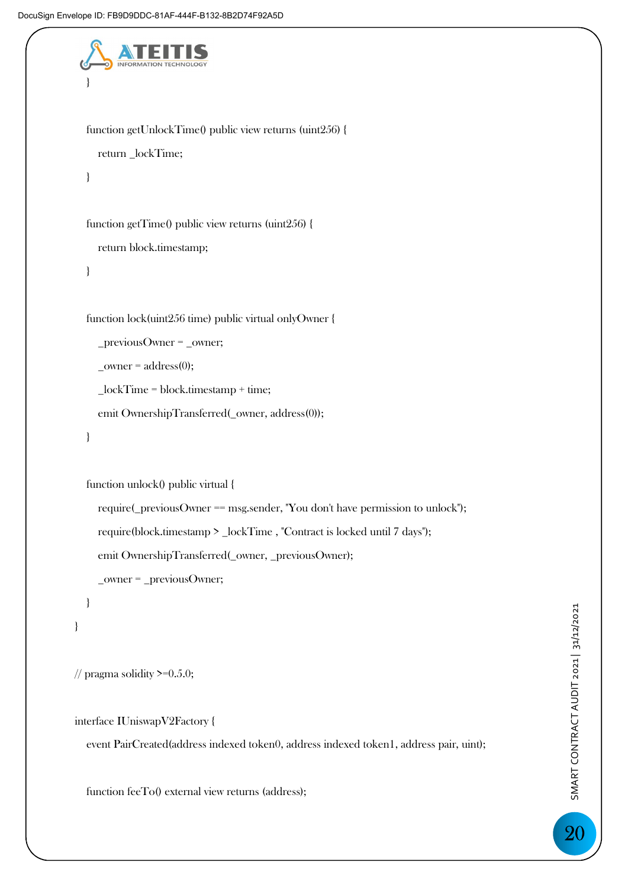```
    }

    function getUnlockTime() public view returns (uint256) {
        return _lockTime;
    }

    function getTime() public view returns (uint256) {
        return block.timestamp;
    }

    function lock(uint256 time) public virtual onlyOwner {
        _previousOwner = _owner;
        _owner = address(0);
        _lockTime = block.timestamp + time;
        emit OwnershipTransferred(_owner, address(0));
    }

    function unlock() public virtual {
        require(_previousOwner == msg.sender, "You don't have permission to unlock");
        require(block.timestamp > _lockTime , "Contract is locked until 7 days");
        emit OwnershipTransferred(_owner, _previousOwner);
        _owner = _previousOwner;
    }
}

// pragma solidity >=0.5.0;

interface IUniswapV2Factory {
    event PairCreated(address indexed token0, address indexed token1, address pair, uint);

    function feeTo() external view returns (address);
```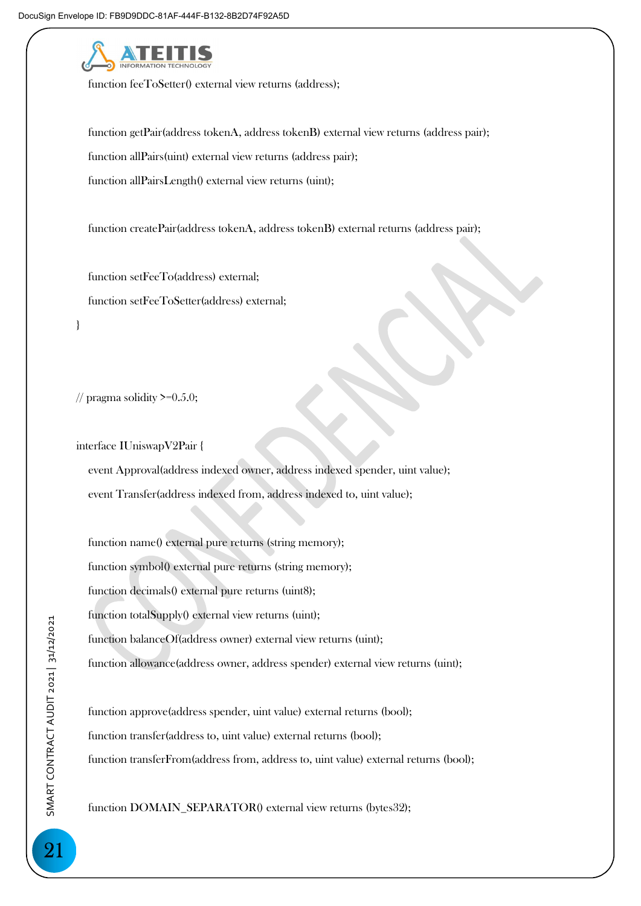```
    function feeToSetter() external view returns (address);

    function getPair(address tokenA, address tokenB) external view returns (address pair);
    function allPairs(uint) external view returns (address pair);
    function allPairsLength() external view returns (uint);

    function createPair(address tokenA, address tokenB) external returns (address pair);

    function setFeeTo(address) external;
    function setFeeToSetter(address) external;
}



// pragma solidity >=0.5.0;

interface IUniswapV2Pair {
    event Approval(address indexed owner, address indexed spender, uint value);
    event Transfer(address indexed from, address indexed to, uint value);

    function name() external pure returns (string memory);
    function symbol() external pure returns (string memory);
    function decimals() external pure returns (uint8);
    function totalSupply() external view returns (uint);
    function balanceOf(address owner) external view returns (uint);
    function allowance(address owner, address spender) external view returns (uint);

    function approve(address spender, uint value) external returns (bool);
    function transfer(address to, uint value) external returns (bool);
    function transferFrom(address from, address to, uint value) external returns (bool);

    function DOMAIN_SEPARATOR() external view returns (bytes32);
```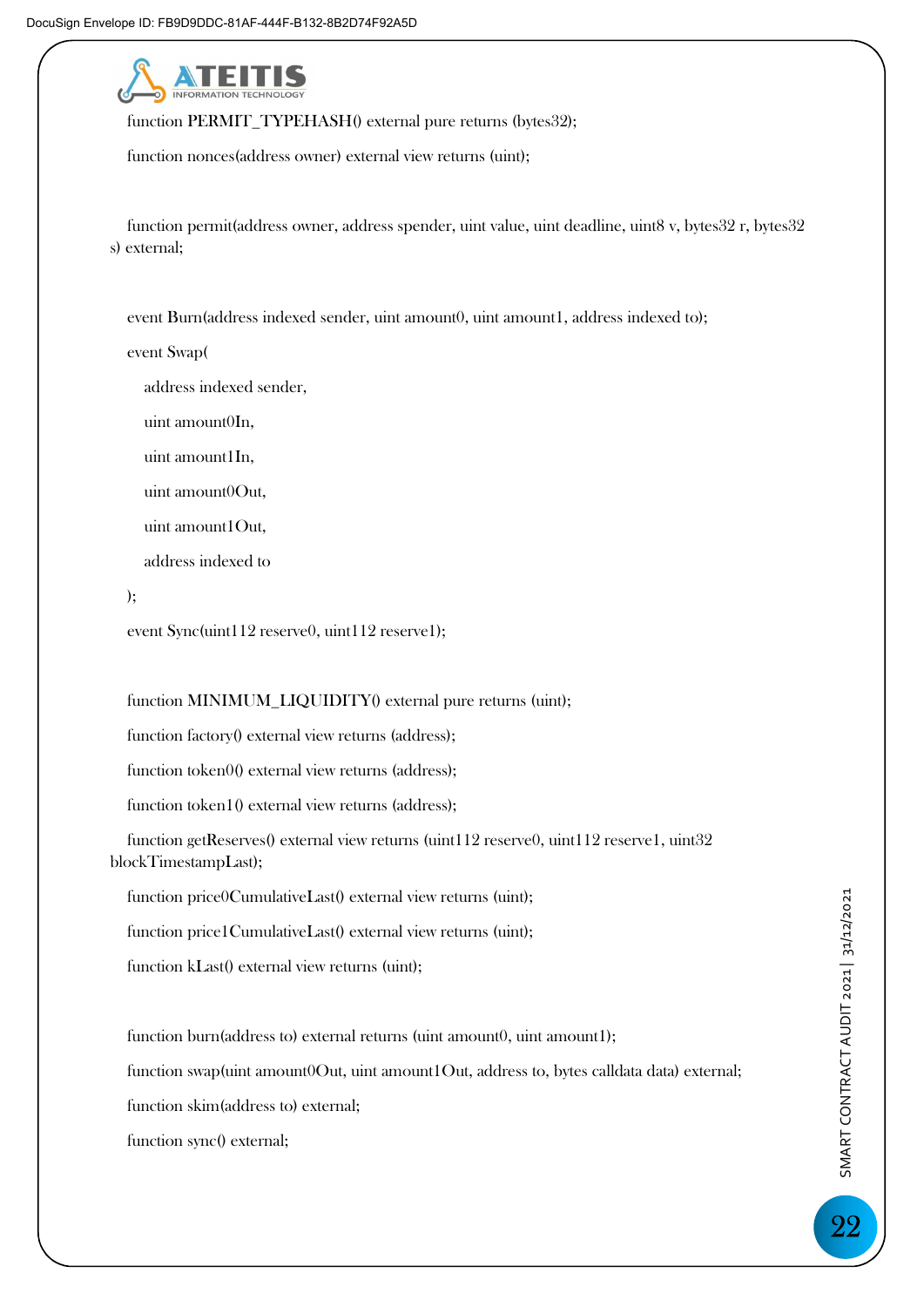```
function PERMIT_TYPEHASH() external pure returns (bytes32);

function nonces(address owner) external view returns (uint);


function permit(address owner, address spender, uint value, uint deadline, uint8 v, bytes32 r, bytes32
s) external;


event Burn(address indexed sender, uint amount0, uint amount1, address indexed to);

event Swap(

    address indexed sender,

    uint amount0In,

    uint amount1In,

    uint amount0Out,

    uint amount1Out,

    address indexed to

);

event Sync(uint112 reserve0, uint112 reserve1);


function MINIMUM_LIQUIDITY() external pure returns (uint);

function factory() external view returns (address);

function token0() external view returns (address);

function token1() external view returns (address);

function getReserves() external view returns (uint112 reserve0, uint112 reserve1, uint32
blockTimestampLast);

function price0CumulativeLast() external view returns (uint);

function price1CumulativeLast() external view returns (uint);

function kLast() external view returns (uint);


function burn(address to) external returns (uint amount0, uint amount1);

function swap(uint amount0Out, uint amount1Out, address to, bytes calldata data) external;

function skim(address to) external;

function sync() external;
```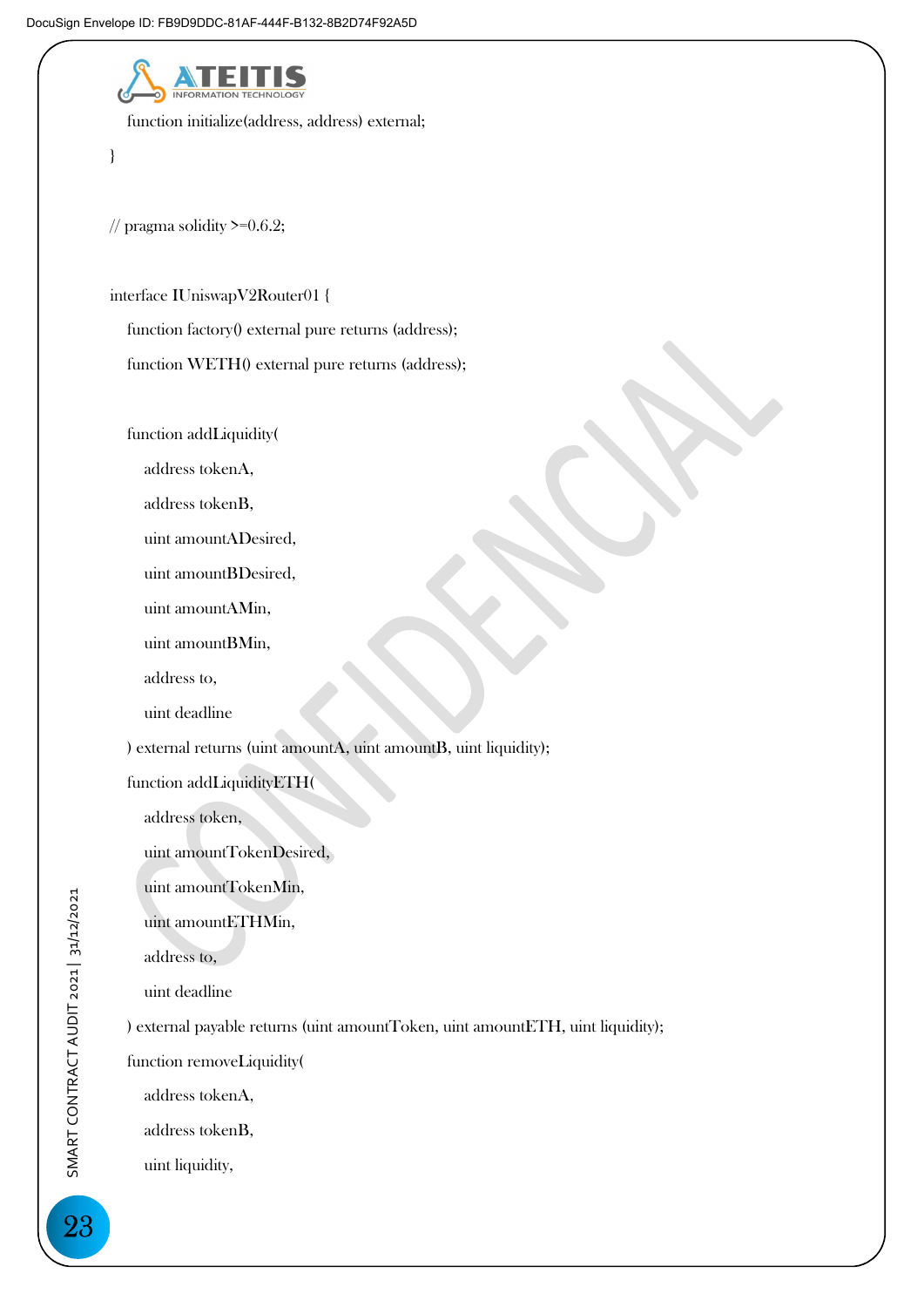```
    function initialize(address, address) external;
}

// pragma solidity >=0.6.2;

interface IUniswapV2Router01 {
    function factory() external pure returns (address);
    function WETH() external pure returns (address);

    function addLiquidity(
        address tokenA,
        address tokenB,
        uint amountADesired,
        uint amountBDesired,
        uint amountAMin,
        uint amountBMin,
        address to,
        uint deadline
    ) external returns (uint amountA, uint amountB, uint liquidity);
    function addLiquidityETH(
        address token,
        uint amountTokenDesired,
        uint amountTokenMin,
        uint amountETHMin,
        address to,
        uint deadline
    ) external payable returns (uint amountToken, uint amountETH, uint liquidity);
    function removeLiquidity(
        address tokenA,
        address tokenB,
        uint liquidity,
```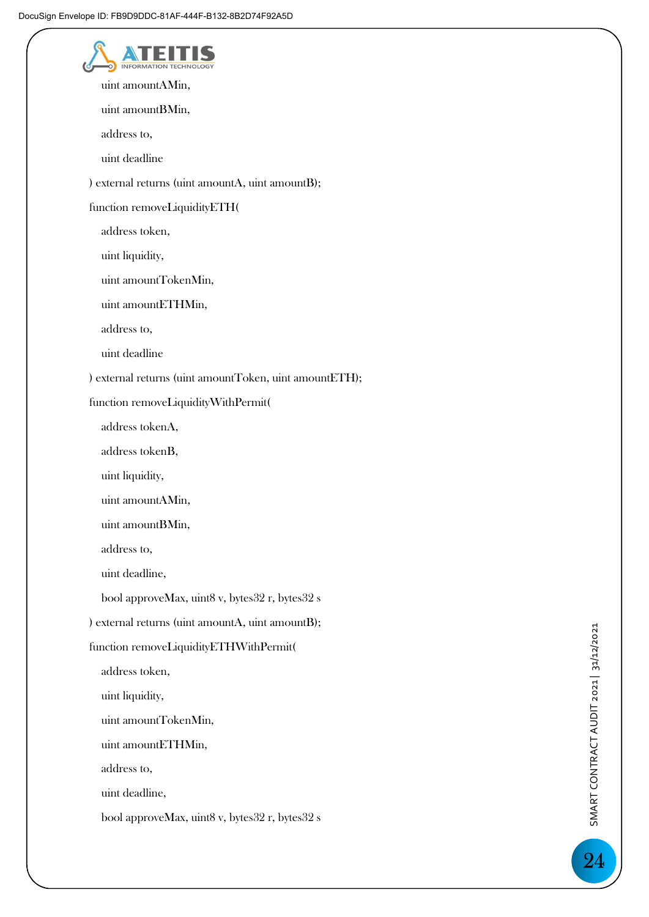```
        uint amountAMin,
        uint amountBMin,
        address to,
        uint deadline
    ) external returns (uint amountA, uint amountB);
    function removeLiquidityETH(
        address token,
        uint liquidity,
        uint amountTokenMin,
        uint amountETHMin,
        address to,
        uint deadline
    ) external returns (uint amountToken, uint amountETH);
    function removeLiquidityWithPermit(
        address tokenA,
        address tokenB,
        uint liquidity,
        uint amountAMin,
        uint amountBMin,
        address to,
        uint deadline,
        bool approveMax, uint8 v, bytes32 r, bytes32 s
    ) external returns (uint amountA, uint amountB);
    function removeLiquidityETHWithPermit(
        address token,
        uint liquidity,
        uint amountTokenMin,
        uint amountETHMin,
        address to,
        uint deadline,
        bool approveMax, uint8 v, bytes32 r, bytes32 s
```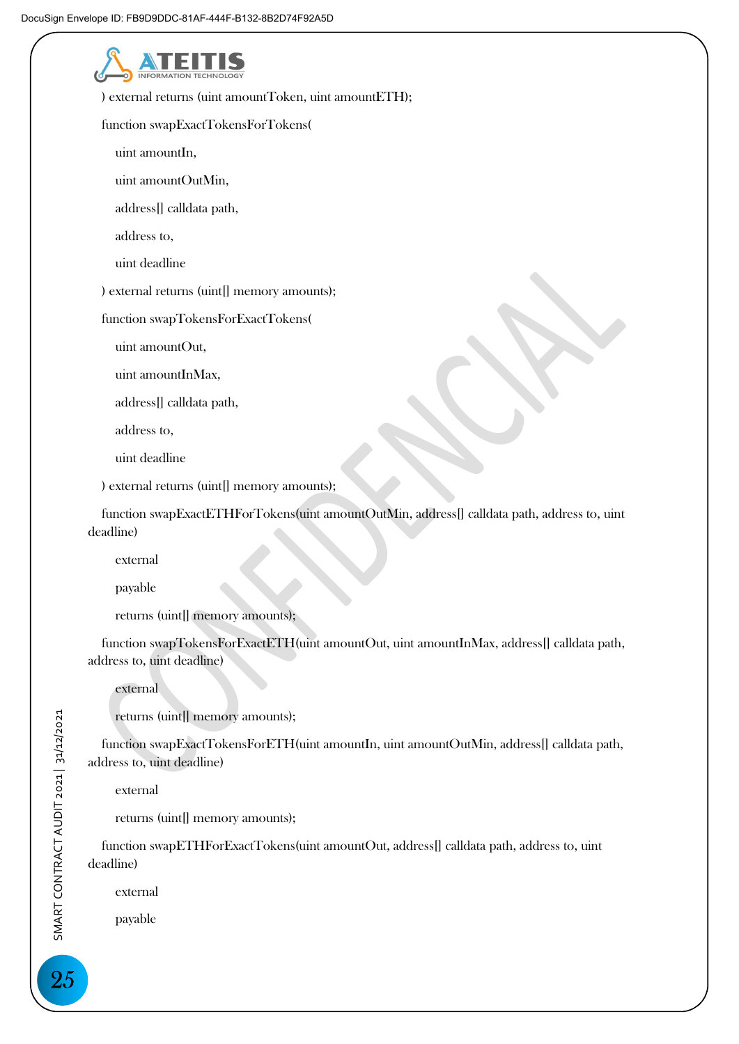```
    ) external returns (uint amountToken, uint amountETH);

    function swapExactTokensForTokens(

        uint amountIn,

        uint amountOutMin,

        address[] calldata path,

        address to,

        uint deadline

    ) external returns (uint[] memory amounts);

    function swapTokensForExactTokens(

        uint amountOut,

        uint amountInMax,

        address[] calldata path,

        address to,

        uint deadline

    ) external returns (uint[] memory amounts);

    function swapExactETHForTokens(uint amountOutMin, address[] calldata path, address to, uint deadline)

        external

        payable

        returns (uint[] memory amounts);

    function swapTokensForExactETH(uint amountOut, uint amountInMax, address[] calldata path, address to, uint deadline)

        external

        returns (uint[] memory amounts);

    function swapExactTokensForETH(uint amountIn, uint amountOutMin, address[] calldata path, address to, uint deadline)

        external

        returns (uint[] memory amounts);

    function swapETHForExactTokens(uint amountOut, address[] calldata path, address to, uint deadline)

        external

        payable
```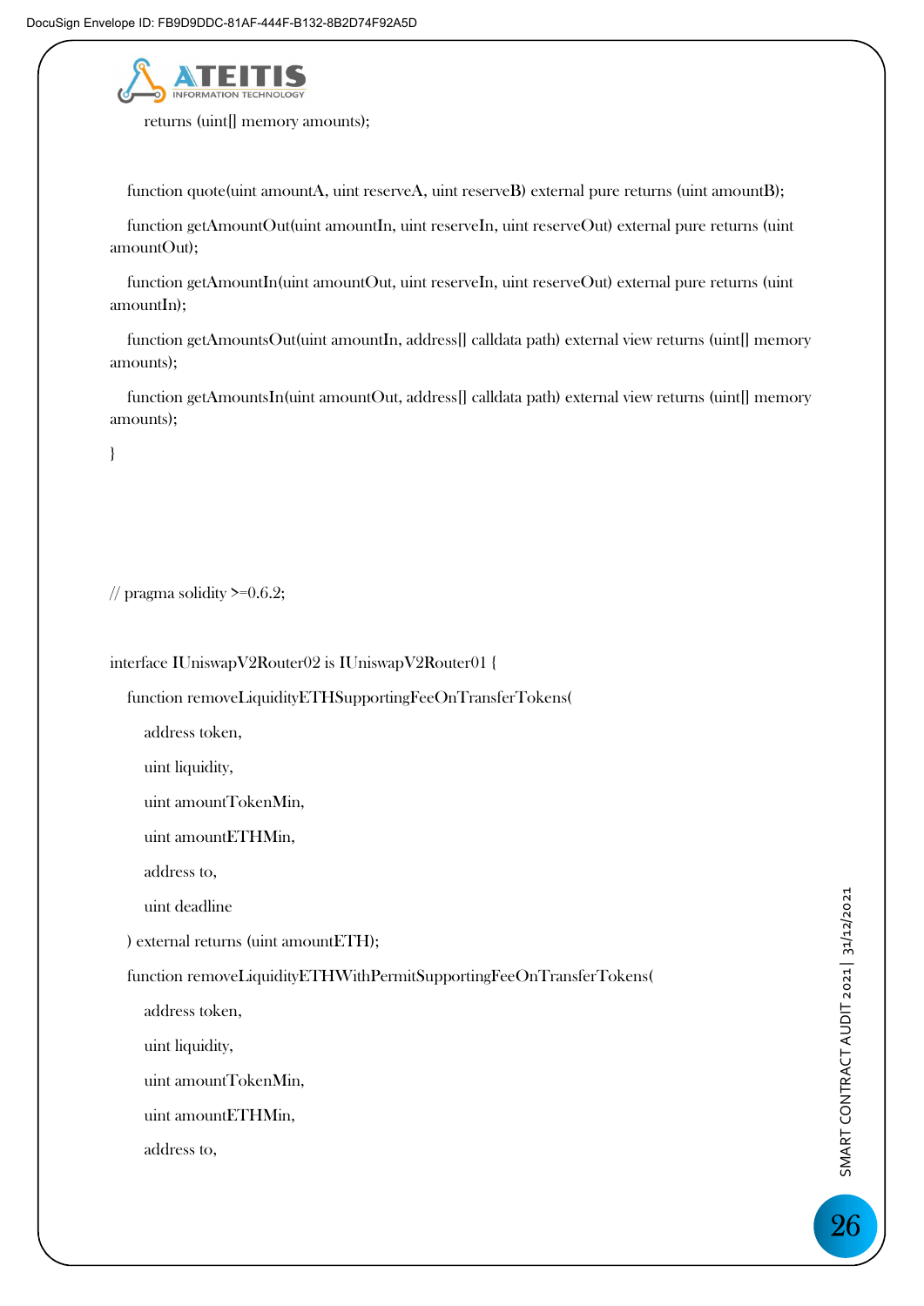```
        returns (uint[] memory amounts);


    function quote(uint amountA, uint reserveA, uint reserveB) external pure returns (uint amountB);

    function getAmountOut(uint amountIn, uint reserveIn, uint reserveOut) external pure returns (uint amountOut);

    function getAmountIn(uint amountOut, uint reserveIn, uint reserveOut) external pure returns (uint amountIn);

    function getAmountsOut(uint amountIn, address[] calldata path) external view returns (uint[] memory amounts);

    function getAmountsIn(uint amountOut, address[] calldata path) external view returns (uint[] memory amounts);

}




// pragma solidity >=0.6.2;


interface IUniswapV2Router02 is IUniswapV2Router01 {

    function removeLiquidityETHSupportingFeeOnTransferTokens(

        address token,

        uint liquidity,

        uint amountTokenMin,

        uint amountETHMin,

        address to,

        uint deadline

    ) external returns (uint amountETH);

    function removeLiquidityETHWithPermitSupportingFeeOnTransferTokens(

        address token,

        uint liquidity,

        uint amountTokenMin,

        uint amountETHMin,

        address to,
```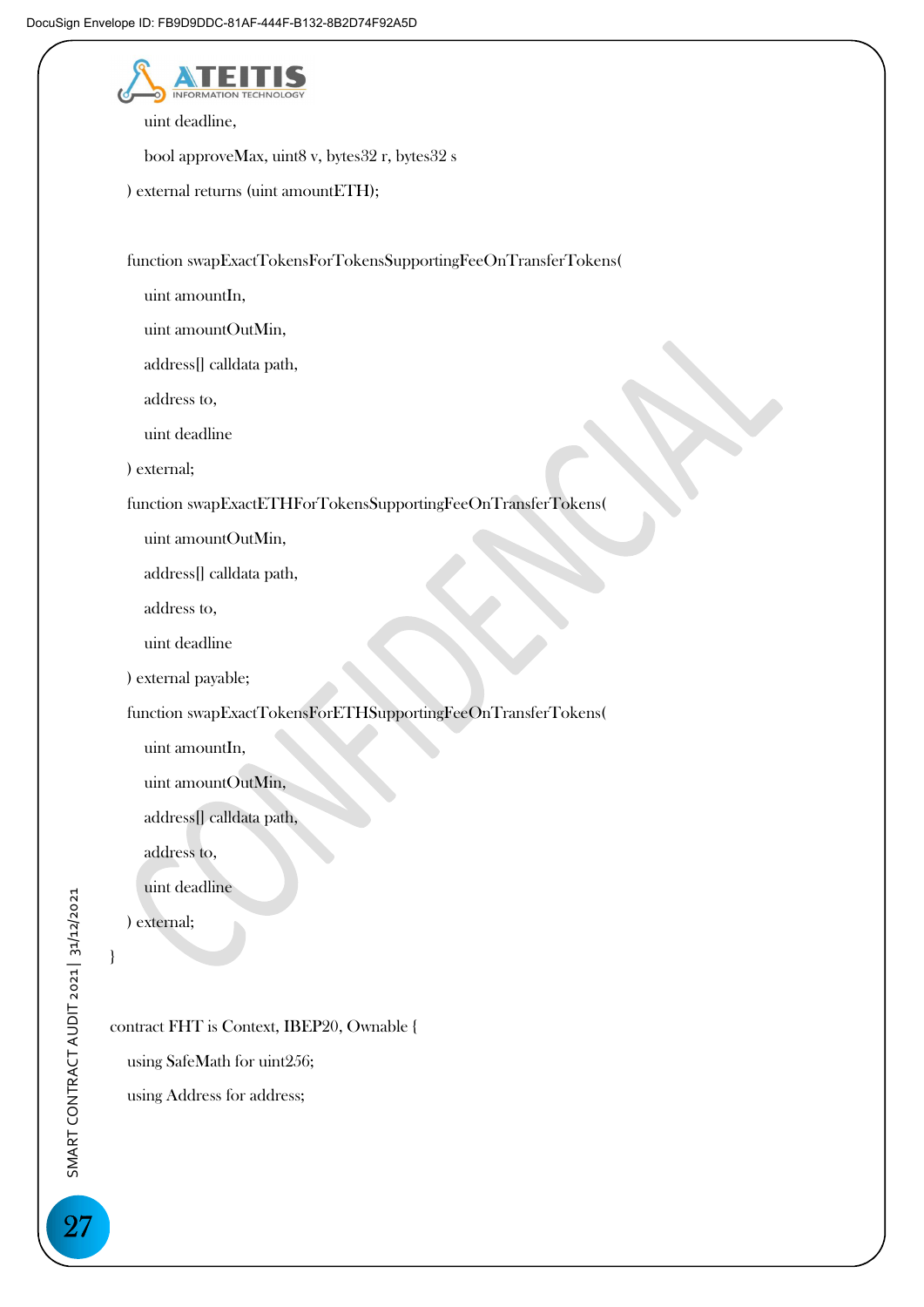```
        uint deadline,
        bool approveMax, uint8 v, bytes32 r, bytes32 s
    ) external returns (uint amountETH);

    function swapExactTokensForTokensSupportingFeeOnTransferTokens(
        uint amountIn,
        uint amountOutMin,
        address[] calldata path,
        address to,
        uint deadline
    ) external;
    function swapExactETHForTokensSupportingFeeOnTransferTokens(
        uint amountOutMin,
        address[] calldata path,
        address to,
        uint deadline
    ) external payable;
    function swapExactTokensForETHSupportingFeeOnTransferTokens(
        uint amountIn,
        uint amountOutMin,
        address[] calldata path,
        address to,
        uint deadline
    ) external;
}

contract FHT is Context, IBEP20, Ownable {
    using SafeMath for uint256;
    using Address for address;
```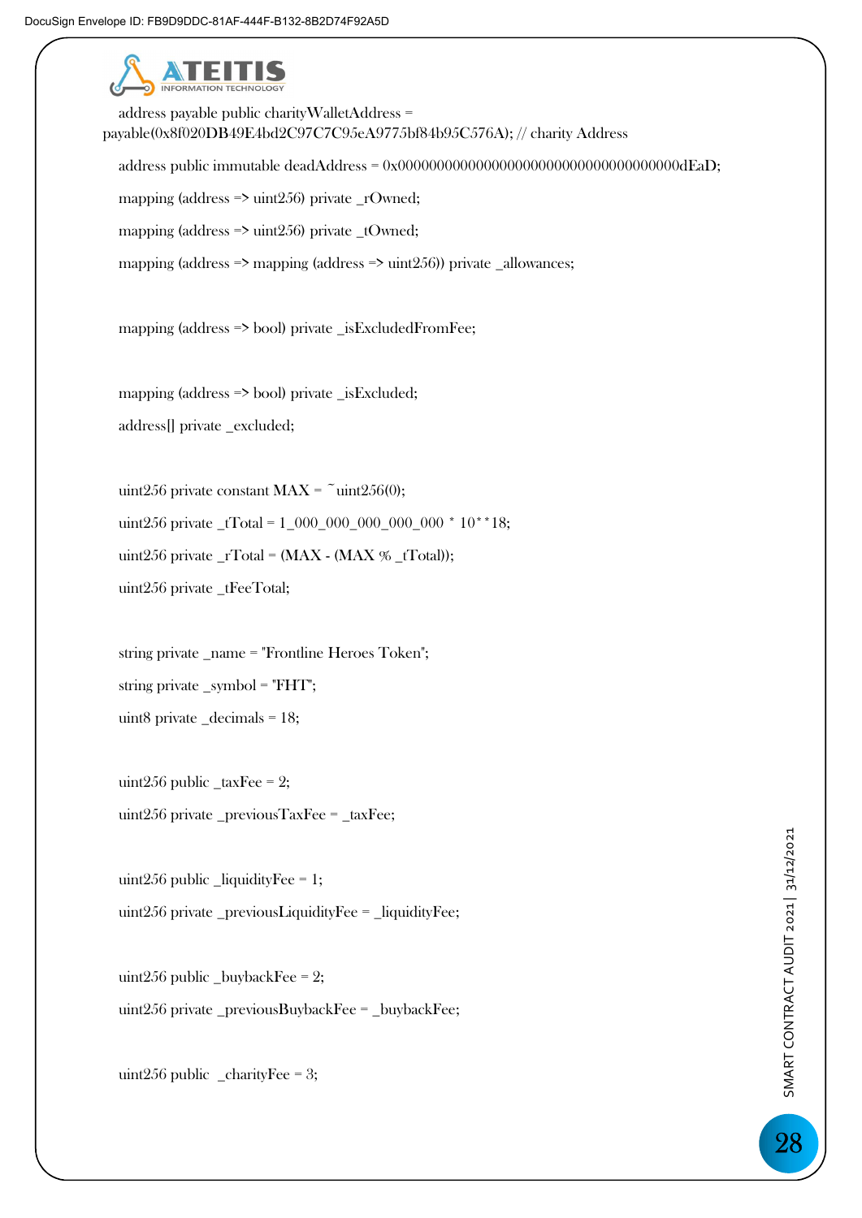```
address payable public charityWalletAddress =
payable(0x8f020DB49E4bd2C97C7C95eA9775bf84b95C576A); // charity Address

address public immutable deadAddress = 0x000000000000000000000000000000000000dEaD;

mapping (address => uint256) private _rOwned;

mapping (address => uint256) private _tOwned;

mapping (address => mapping (address => uint256)) private _allowances;


mapping (address => bool) private _isExcludedFromFee;


mapping (address => bool) private _isExcluded;

address[] private _excluded;


uint256 private constant MAX = ~uint256(0);

uint256 private _tTotal = 1_000_000_000_000_000 * 10**18;

uint256 private _rTotal = (MAX - (MAX % _tTotal));

uint256 private _tFeeTotal;


string private _name = "Frontline Heroes Token";

string private _symbol = "FHT";

uint8 private _decimals = 18;


uint256 public _taxFee = 2;

uint256 private _previousTaxFee = _taxFee;


uint256 public _liquidityFee = 1;

uint256 private _previousLiquidityFee = _liquidityFee;


uint256 public _buybackFee = 2;

uint256 private _previousBuybackFee = _buybackFee;


uint256 public  _charityFee = 3;
```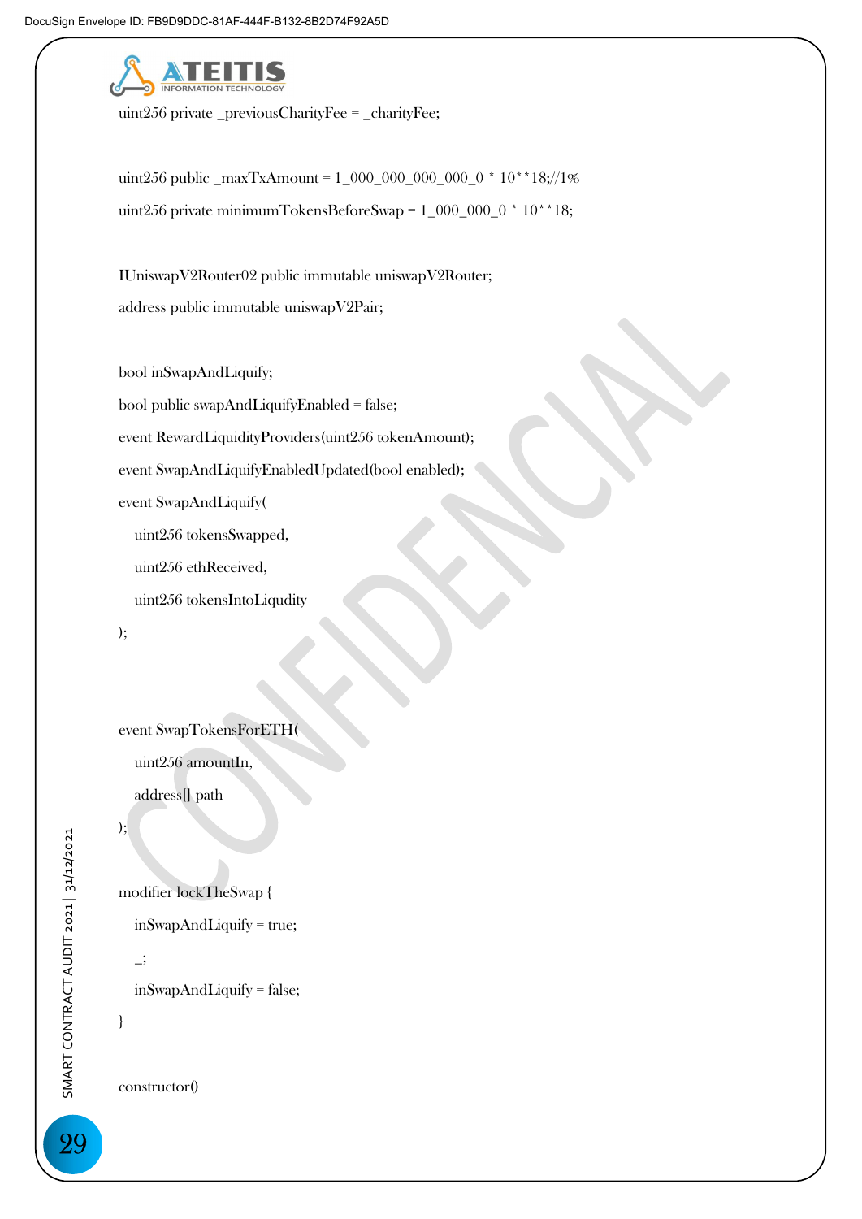```
uint256 private _previousCharityFee = _charityFee;

uint256 public _maxTxAmount = 1_000_000_000_000_0 * 10**18;//1%
uint256 private minimumTokensBeforeSwap = 1_000_000_0 * 10**18;

IUniswapV2Router02 public immutable uniswapV2Router;
address public immutable uniswapV2Pair;

bool inSwapAndLiquify;
bool public swapAndLiquifyEnabled = false;
event RewardLiquidityProviders(uint256 tokenAmount);
event SwapAndLiquifyEnabledUpdated(bool enabled);
event SwapAndLiquify(
    uint256 tokensSwapped,
    uint256 ethReceived,
    uint256 tokensIntoLiqudity
);


event SwapTokensForETH(
    uint256 amountIn,
    address[] path
);

modifier lockTheSwap {
    inSwapAndLiquify = true;
    _;
    inSwapAndLiquify = false;
}

constructor()
```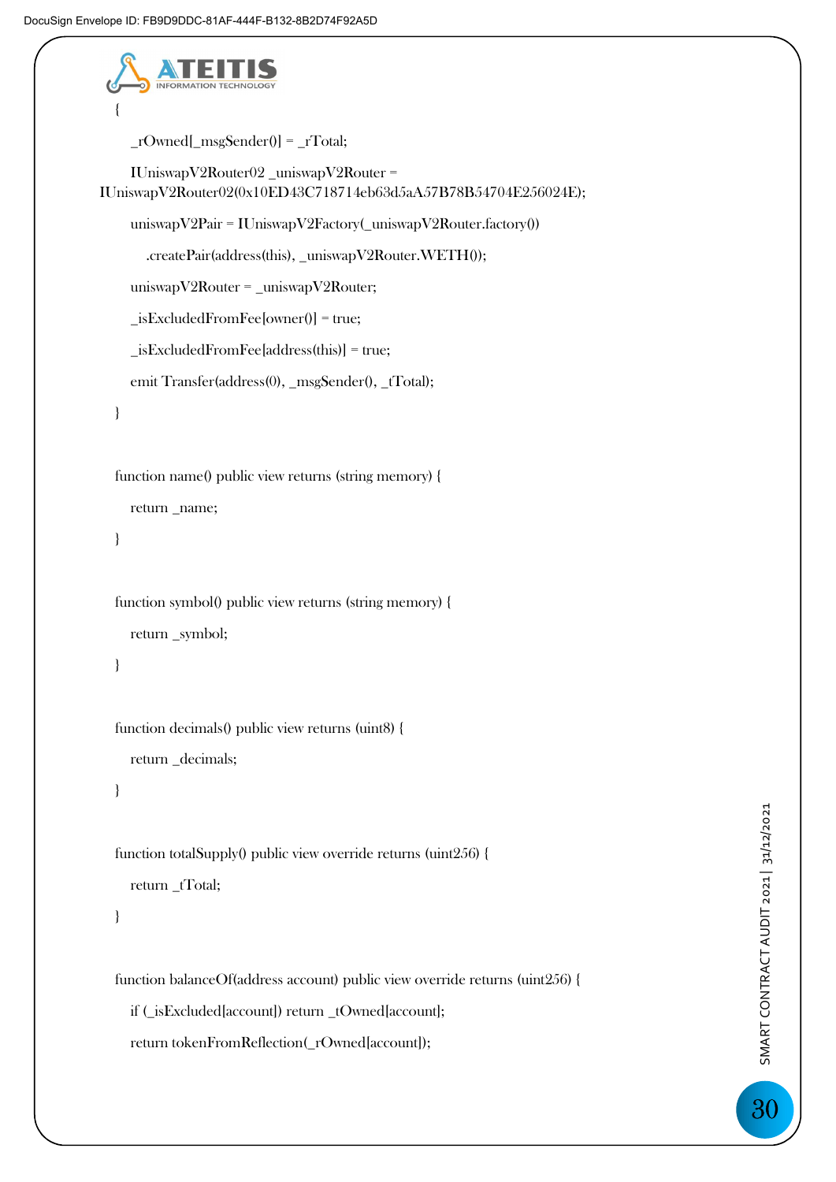```
{
    _rOwned[_msgSender()] = _rTotal;

    IUniswapV2Router02 _uniswapV2Router =
IUniswapV2Router02(0x10ED43C718714eb63d5aA57B78B54704E256024E);

    uniswapV2Pair = IUniswapV2Factory(_uniswapV2Router.factory())

        .createPair(address(this), _uniswapV2Router.WETH());

    uniswapV2Router = _uniswapV2Router;

    _isExcludedFromFee[owner()] = true;

    _isExcludedFromFee[address(this)] = true;

    emit Transfer(address(0), _msgSender(), _tTotal);

}


function name() public view returns (string memory) {

    return _name;

}


function symbol() public view returns (string memory) {

    return _symbol;

}


function decimals() public view returns (uint8) {

    return _decimals;

}


function totalSupply() public view override returns (uint256) {

    return _tTotal;

}


function balanceOf(address account) public view override returns (uint256) {

    if (_isExcluded[account]) return _tOwned[account];

    return tokenFromReflection(_rOwned[account]);
```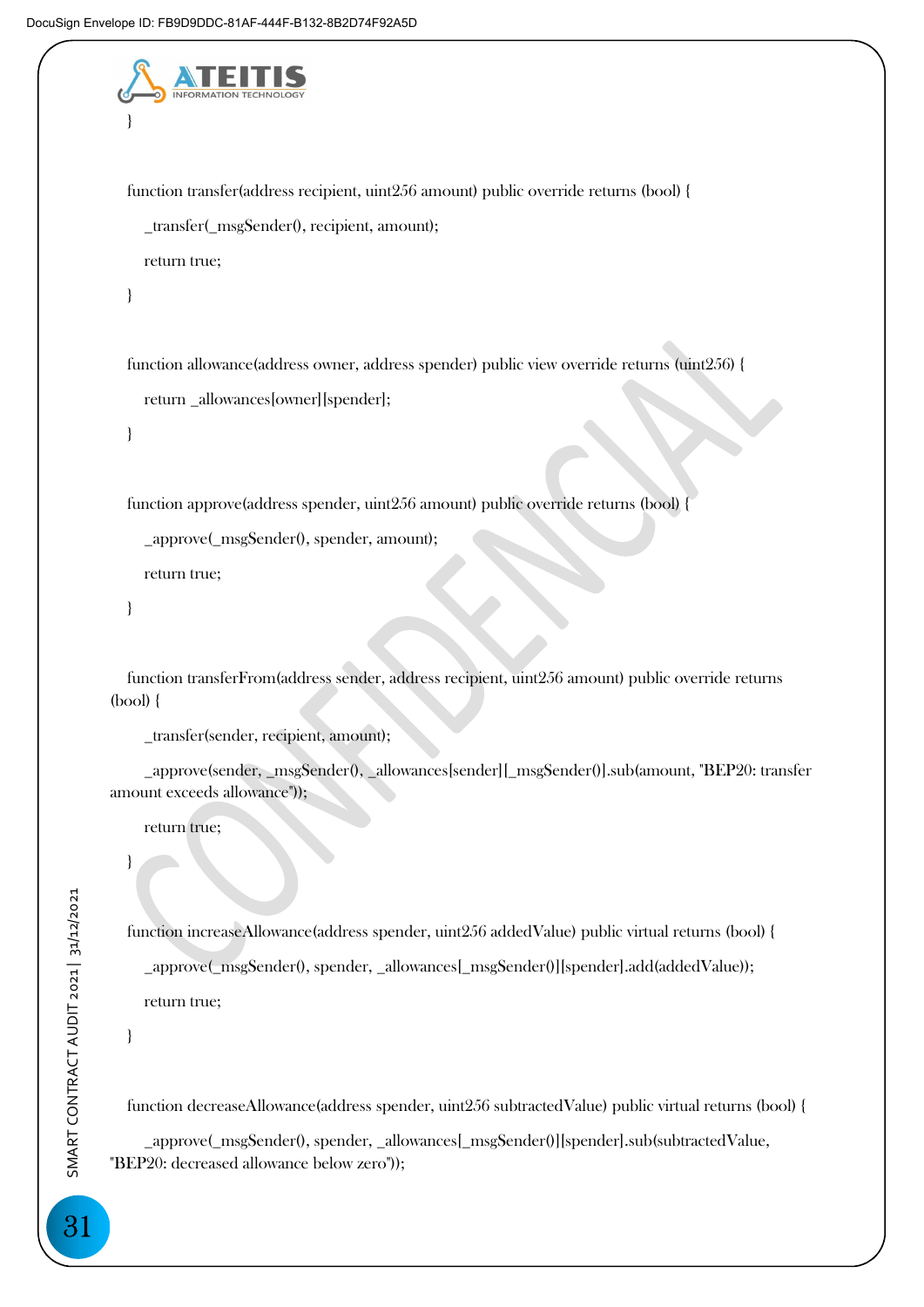```
    }

    function transfer(address recipient, uint256 amount) public override returns (bool) {
        _transfer(_msgSender(), recipient, amount);
        return true;
    }

    function allowance(address owner, address spender) public view override returns (uint256) {
        return _allowances[owner][spender];
    }

    function approve(address spender, uint256 amount) public override returns (bool) {
        _approve(_msgSender(), spender, amount);
        return true;
    }

    function transferFrom(address sender, address recipient, uint256 amount) public override returns (bool) {
        _transfer(sender, recipient, amount);
        _approve(sender, _msgSender(), _allowances[sender][_msgSender()].sub(amount, "BEP20: transfer amount exceeds allowance"));
        return true;
    }

    function increaseAllowance(address spender, uint256 addedValue) public virtual returns (bool) {
        _approve(_msgSender(), spender, _allowances[_msgSender()][spender].add(addedValue));
        return true;
    }

    function decreaseAllowance(address spender, uint256 subtractedValue) public virtual returns (bool) {
        _approve(_msgSender(), spender, _allowances[_msgSender()][spender].sub(subtractedValue, "BEP20: decreased allowance below zero"));
```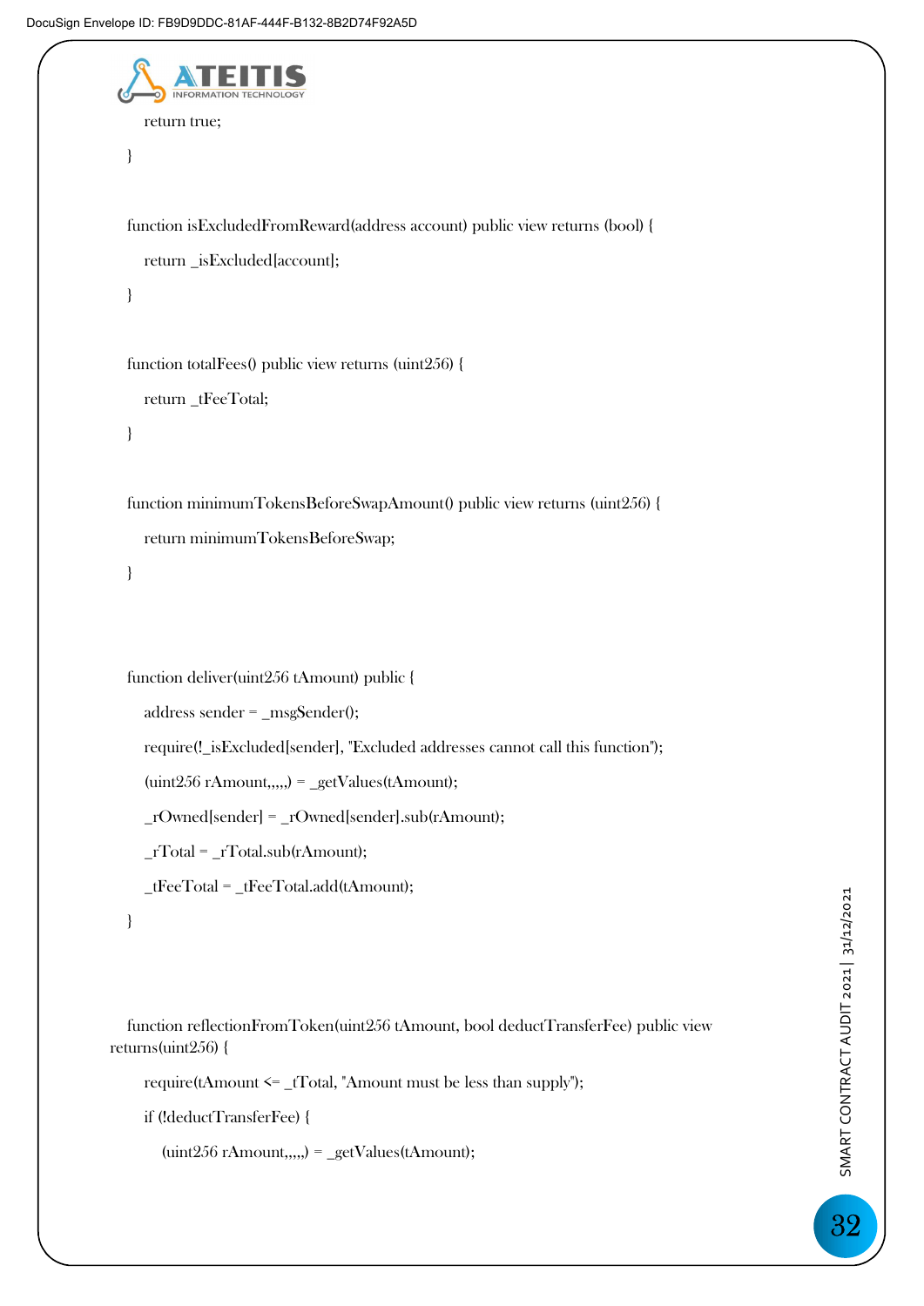```
        return true;
    }

    function isExcludedFromReward(address account) public view returns (bool) {
        return _isExcluded[account];
    }

    function totalFees() public view returns (uint256) {
        return _tFeeTotal;
    }

    function minimumTokensBeforeSwapAmount() public view returns (uint256) {
        return minimumTokensBeforeSwap;
    }


    function deliver(uint256 tAmount) public {
        address sender = _msgSender();
        require(!_isExcluded[sender], "Excluded addresses cannot call this function");
        (uint256 rAmount,,,,,) = _getValues(tAmount);
        _rOwned[sender] = _rOwned[sender].sub(rAmount);
        _rTotal = _rTotal.sub(rAmount);
        _tFeeTotal = _tFeeTotal.add(tAmount);
    }


    function reflectionFromToken(uint256 tAmount, bool deductTransferFee) public view
returns(uint256) {
        require(tAmount <= _tTotal, "Amount must be less than supply");
        if (!deductTransferFee) {
            (uint256 rAmount,,,,,) = _getValues(tAmount);
```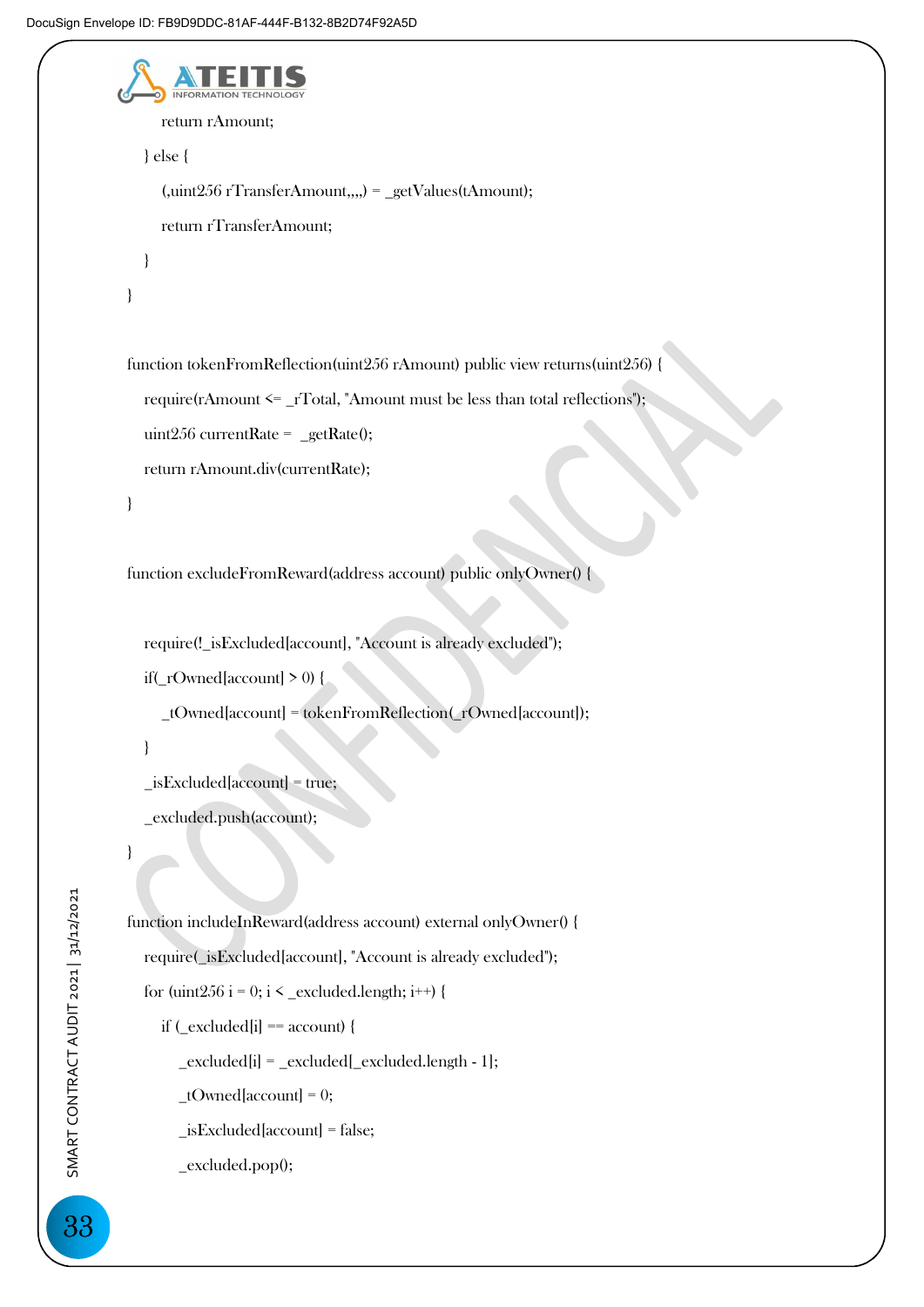```
        return rAmount;
    } else {
        (,uint256 rTransferAmount,,,,) = _getValues(tAmount);
        return rTransferAmount;
    }
}

function tokenFromReflection(uint256 rAmount) public view returns(uint256) {
    require(rAmount <= _rTotal, "Amount must be less than total reflections");
    uint256 currentRate =  _getRate();
    return rAmount.div(currentRate);
}

function excludeFromReward(address account) public onlyOwner() {

    require(!_isExcluded[account], "Account is already excluded");
    if(_rOwned[account] > 0) {
        _tOwned[account] = tokenFromReflection(_rOwned[account]);
    }
    _isExcluded[account] = true;
    _excluded.push(account);
}

function includeInReward(address account) external onlyOwner() {
    require(_isExcluded[account], "Account is already excluded");
    for (uint256 i = 0; i < _excluded.length; i++) {
        if (_excluded[i] == account) {
            _excluded[i] = _excluded[_excluded.length - 1];
            _tOwned[account] = 0;
            _isExcluded[account] = false;
            _excluded.pop();
```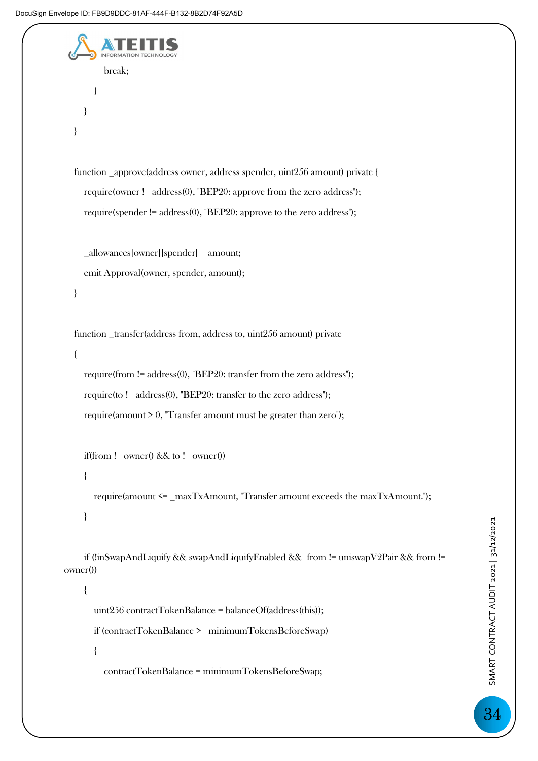```
            break;
        }
    }
}

function _approve(address owner, address spender, uint256 amount) private {
    require(owner != address(0), "BEP20: approve from the zero address");
    require(spender != address(0), "BEP20: approve to the zero address");

    _allowances[owner][spender] = amount;
    emit Approval(owner, spender, amount);
}

function _transfer(address from, address to, uint256 amount) private
{
    require(from != address(0), "BEP20: transfer from the zero address");
    require(to != address(0), "BEP20: transfer to the zero address");
    require(amount > 0, "Transfer amount must be greater than zero");

    if(from != owner() && to != owner())
    {
        require(amount <= _maxTxAmount, "Transfer amount exceeds the maxTxAmount.");
    }

    if (!inSwapAndLiquify && swapAndLiquifyEnabled &&  from != uniswapV2Pair && from != owner())
    {
        uint256 contractTokenBalance = balanceOf(address(this));
        if (contractTokenBalance >= minimumTokensBeforeSwap)
        {
            contractTokenBalance = minimumTokensBeforeSwap;
```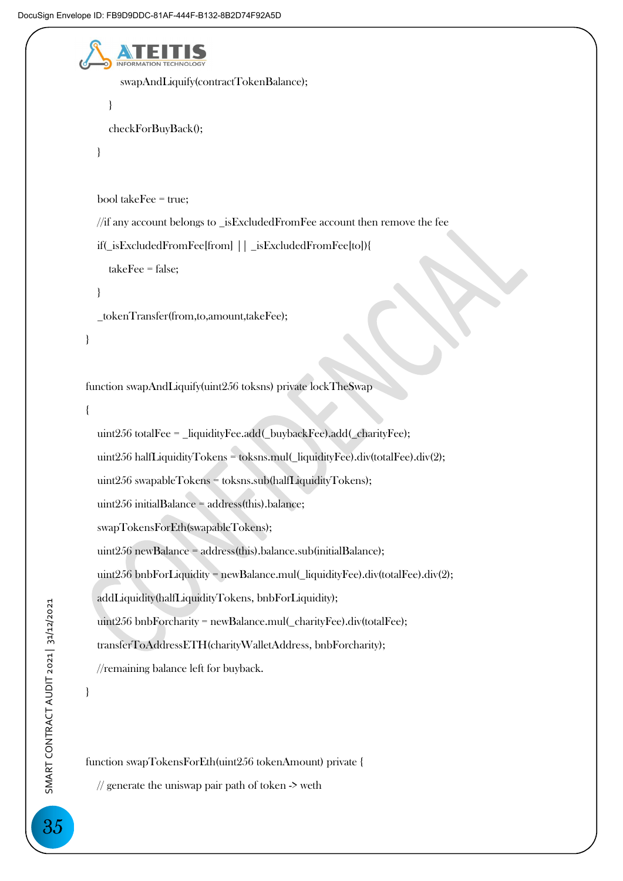```
            swapAndLiquify(contractTokenBalance);
        }
        checkForBuyBack();
    }

    bool takeFee = true;
    //if any account belongs to _isExcludedFromFee account then remove the fee
    if(_isExcludedFromFee[from] || _isExcludedFromFee[to]){
        takeFee = false;
    }
    _tokenTransfer(from,to,amount,takeFee);
}

function swapAndLiquify(uint256 toksns) private lockTheSwap
{
    uint256 totalFee = _liquidityFee.add(_buybackFee).add(_charityFee);
    uint256 halfLiquidityTokens = toksns.mul(_liquidityFee).div(totalFee).div(2);
    uint256 swapableTokens = toksns.sub(halfLiquidityTokens);
    uint256 initialBalance = address(this).balance;
    swapTokensForEth(swapableTokens);
    uint256 newBalance = address(this).balance.sub(initialBalance);
    uint256 bnbForLiquidity = newBalance.mul(_liquidityFee).div(totalFee).div(2);
    addLiquidity(halfLiquidityTokens, bnbForLiquidity);
    uint256 bnbForcharity = newBalance.mul(_charityFee).div(totalFee);
    transferToAddressETH(charityWalletAddress, bnbForcharity);
    //remaining balance left for buyback.
}


function swapTokensForEth(uint256 tokenAmount) private {
    // generate the uniswap pair path of token -> weth
```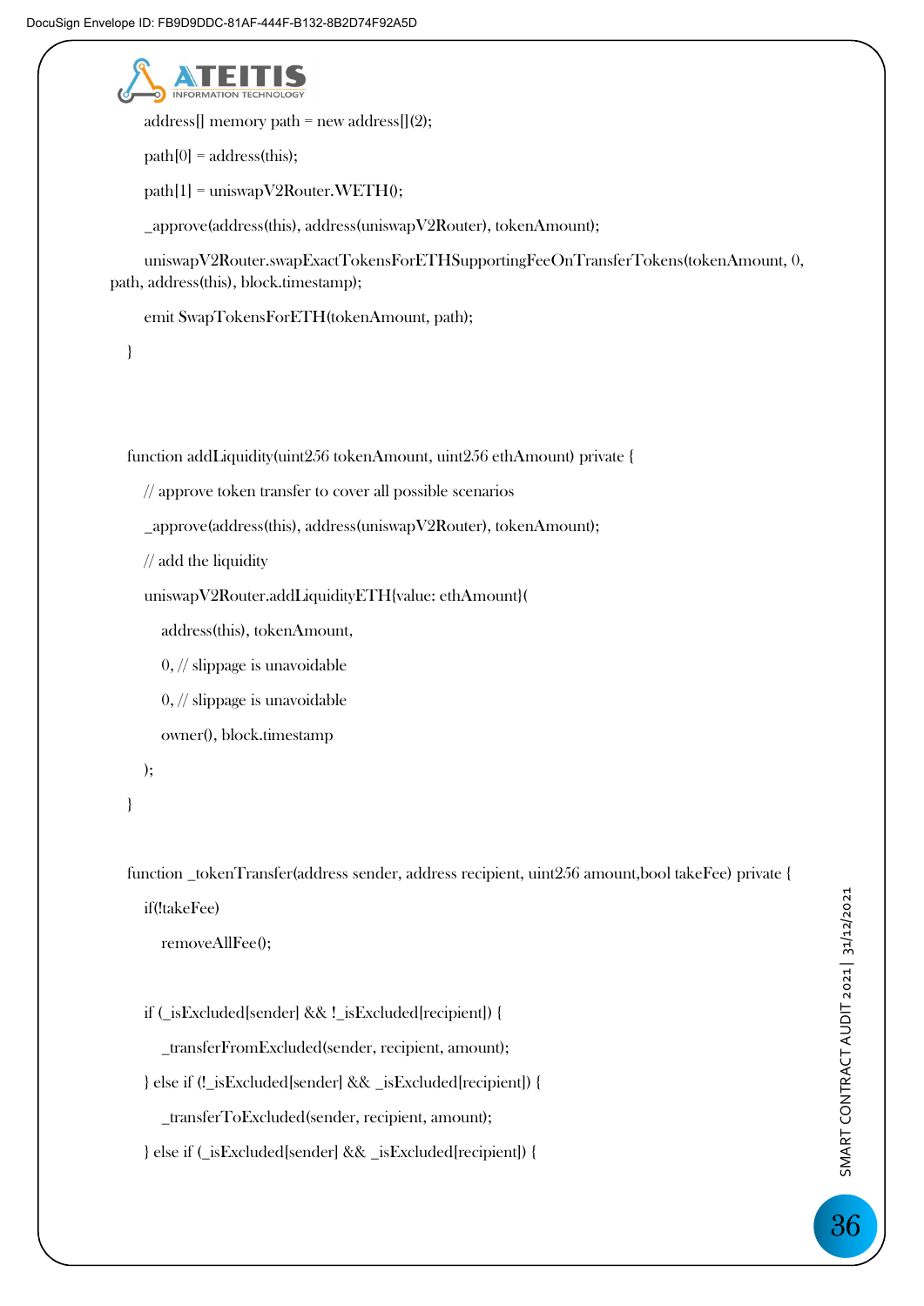```
        address[] memory path = new address[](2);

        path[0] = address(this);

        path[1] = uniswapV2Router.WETH();

        _approve(address(this), address(uniswapV2Router), tokenAmount);

        uniswapV2Router.swapExactTokensForETHSupportingFeeOnTransferTokens(tokenAmount, 0,
path, address(this), block.timestamp);

        emit SwapTokensForETH(tokenAmount, path);

    }



    function addLiquidity(uint256 tokenAmount, uint256 ethAmount) private {

        // approve token transfer to cover all possible scenarios

        _approve(address(this), address(uniswapV2Router), tokenAmount);

        // add the liquidity

        uniswapV2Router.addLiquidityETH{value: ethAmount}(

            address(this), tokenAmount,

            0, // slippage is unavoidable

            0, // slippage is unavoidable

            owner(), block.timestamp

        );

    }


    function _tokenTransfer(address sender, address recipient, uint256 amount,bool takeFee) private {

        if(!takeFee)

            removeAllFee();


        if (_isExcluded[sender] && !_isExcluded[recipient]) {

            _transferFromExcluded(sender, recipient, amount);

        } else if (!_isExcluded[sender] && _isExcluded[recipient]) {

            _transferToExcluded(sender, recipient, amount);

        } else if (_isExcluded[sender] && _isExcluded[recipient]) {
```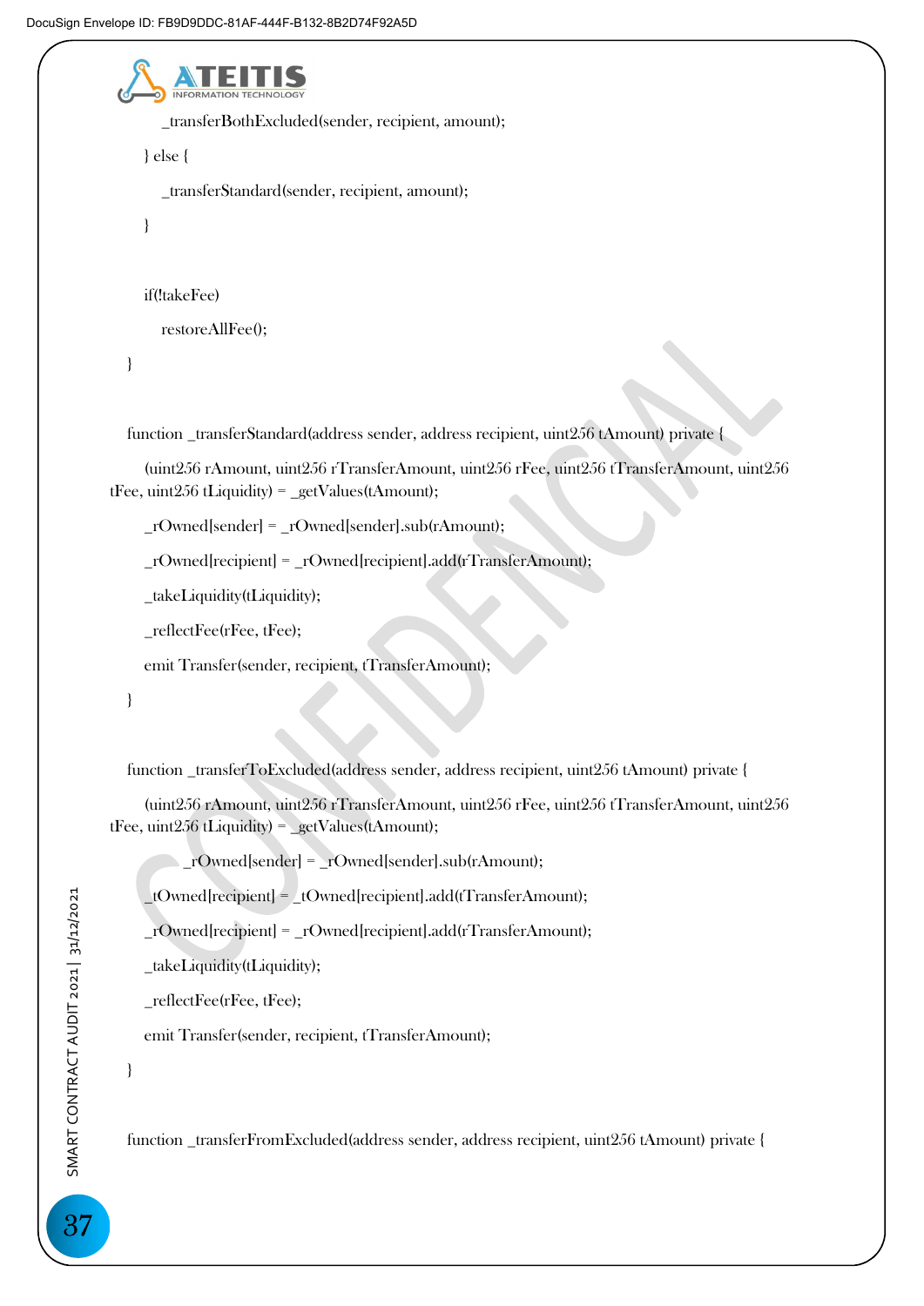```
            _transferBothExcluded(sender, recipient, amount);
        } else {
            _transferStandard(sender, recipient, amount);
        }

        if(!takeFee)
            restoreAllFee();
    }

    function _transferStandard(address sender, address recipient, uint256 tAmount) private {
        (uint256 rAmount, uint256 rTransferAmount, uint256 rFee, uint256 tTransferAmount, uint256 tFee, uint256 tLiquidity) = _getValues(tAmount);
        _rOwned[sender] = _rOwned[sender].sub(rAmount);
        _rOwned[recipient] = _rOwned[recipient].add(rTransferAmount);
        _takeLiquidity(tLiquidity);
        _reflectFee(rFee, tFee);
        emit Transfer(sender, recipient, tTransferAmount);
    }

    function _transferToExcluded(address sender, address recipient, uint256 tAmount) private {
        (uint256 rAmount, uint256 rTransferAmount, uint256 rFee, uint256 tTransferAmount, uint256 tFee, uint256 tLiquidity) = _getValues(tAmount);
            _rOwned[sender] = _rOwned[sender].sub(rAmount);
        _tOwned[recipient] = _tOwned[recipient].add(tTransferAmount);
        _rOwned[recipient] = _rOwned[recipient].add(rTransferAmount);
        _takeLiquidity(tLiquidity);
        _reflectFee(rFee, tFee);
        emit Transfer(sender, recipient, tTransferAmount);
    }

    function _transferFromExcluded(address sender, address recipient, uint256 tAmount) private {
```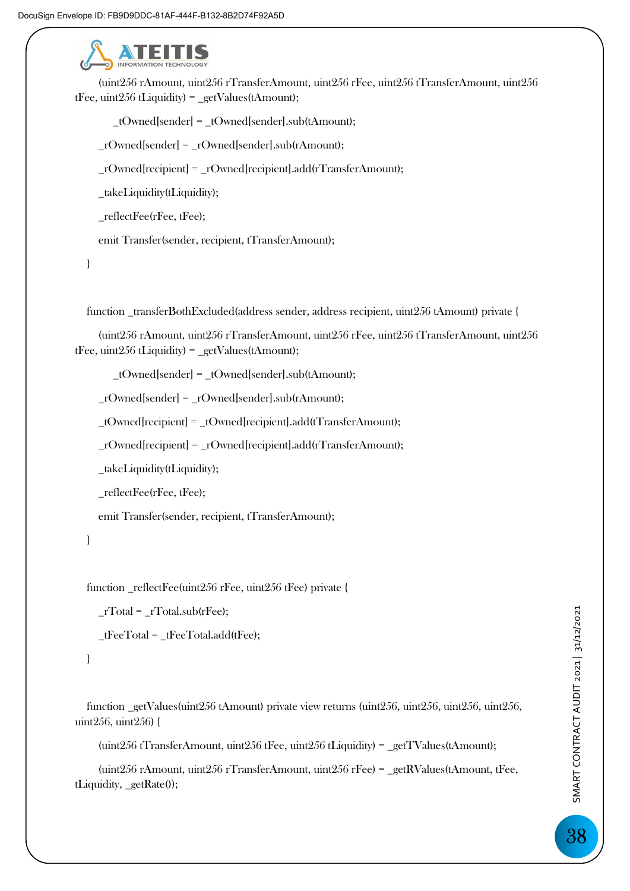```
        (uint256 rAmount, uint256 rTransferAmount, uint256 rFee, uint256 tTransferAmount, uint256 tFee, uint256 tLiquidity) = _getValues(tAmount);

            _tOwned[sender] = _tOwned[sender].sub(tAmount);

        _rOwned[sender] = _rOwned[sender].sub(rAmount);

        _rOwned[recipient] = _rOwned[recipient].add(rTransferAmount);

        _takeLiquidity(tLiquidity);

        _reflectFee(rFee, tFee);

        emit Transfer(sender, recipient, tTransferAmount);

    }


    function _transferBothExcluded(address sender, address recipient, uint256 tAmount) private {

        (uint256 rAmount, uint256 rTransferAmount, uint256 rFee, uint256 tTransferAmount, uint256 tFee, uint256 tLiquidity) = _getValues(tAmount);

            _tOwned[sender] = _tOwned[sender].sub(tAmount);

        _rOwned[sender] = _rOwned[sender].sub(rAmount);

        _tOwned[recipient] = _tOwned[recipient].add(tTransferAmount);

        _rOwned[recipient] = _rOwned[recipient].add(rTransferAmount);

        _takeLiquidity(tLiquidity);

        _reflectFee(rFee, tFee);

        emit Transfer(sender, recipient, tTransferAmount);

    }


    function _reflectFee(uint256 rFee, uint256 tFee) private {

        _rTotal = _rTotal.sub(rFee);

        _tFeeTotal = _tFeeTotal.add(tFee);

    }


    function _getValues(uint256 tAmount) private view returns (uint256, uint256, uint256, uint256, uint256, uint256) {

        (uint256 tTransferAmount, uint256 tFee, uint256 tLiquidity) = _getTValues(tAmount);

        (uint256 rAmount, uint256 rTransferAmount, uint256 rFee) = _getRValues(tAmount, tFee, tLiquidity, _getRate());
```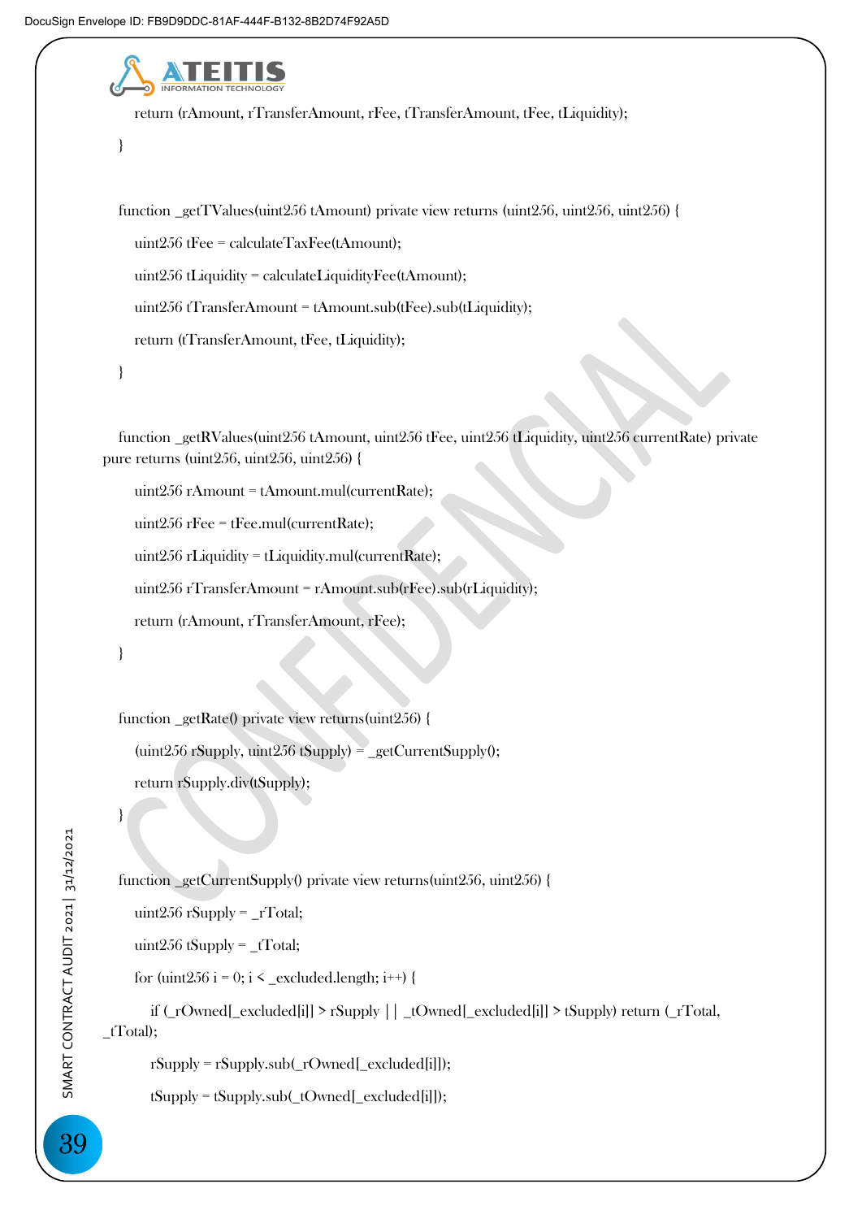```
        return (rAmount, rTransferAmount, rFee, tTransferAmount, tFee, tLiquidity);
    }

    function _getTValues(uint256 tAmount) private view returns (uint256, uint256, uint256) {
        uint256 tFee = calculateTaxFee(tAmount);
        uint256 tLiquidity = calculateLiquidityFee(tAmount);
        uint256 tTransferAmount = tAmount.sub(tFee).sub(tLiquidity);
        return (tTransferAmount, tFee, tLiquidity);
    }

    function _getRValues(uint256 tAmount, uint256 tFee, uint256 tLiquidity, uint256 currentRate) private pure returns (uint256, uint256, uint256) {
        uint256 rAmount = tAmount.mul(currentRate);
        uint256 rFee = tFee.mul(currentRate);
        uint256 rLiquidity = tLiquidity.mul(currentRate);
        uint256 rTransferAmount = rAmount.sub(rFee).sub(rLiquidity);
        return (rAmount, rTransferAmount, rFee);
    }

    function _getRate() private view returns(uint256) {
        (uint256 rSupply, uint256 tSupply) = _getCurrentSupply();
        return rSupply.div(tSupply);
    }

    function _getCurrentSupply() private view returns(uint256, uint256) {
        uint256 rSupply = _rTotal;
        uint256 tSupply = _tTotal;
        for (uint256 i = 0; i < _excluded.length; i++) {
            if (_rOwned[_excluded[i]] > rSupply || _tOwned[_excluded[i]] > tSupply) return (_rTotal, _tTotal);
            rSupply = rSupply.sub(_rOwned[_excluded[i]]);
            tSupply = tSupply.sub(_tOwned[_excluded[i]]);
```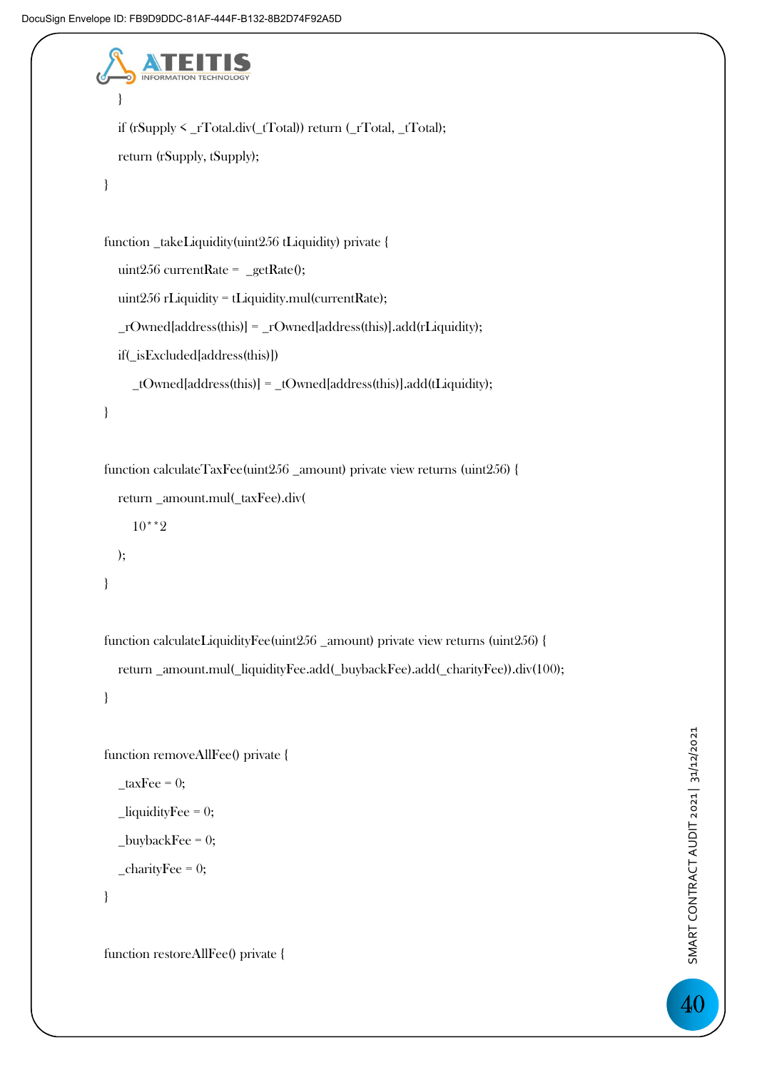```
    }
    if (rSupply < _rTotal.div(_tTotal)) return (_rTotal, _tTotal);
    return (rSupply, tSupply);
}

function _takeLiquidity(uint256 tLiquidity) private {
    uint256 currentRate =  _getRate();
    uint256 rLiquidity = tLiquidity.mul(currentRate);
    _rOwned[address(this)] = _rOwned[address(this)].add(rLiquidity);
    if(_isExcluded[address(this)])
        _tOwned[address(this)] = _tOwned[address(this)].add(tLiquidity);
}

function calculateTaxFee(uint256 _amount) private view returns (uint256) {
    return _amount.mul(_taxFee).div(
        10**2
    );
}

function calculateLiquidityFee(uint256 _amount) private view returns (uint256) {
    return _amount.mul(_liquidityFee.add(_buybackFee).add(_charityFee)).div(100);
}

function removeAllFee() private {
    _taxFee = 0;
    _liquidityFee = 0;
    _buybackFee = 0;
    _charityFee = 0;
}

function restoreAllFee() private {
```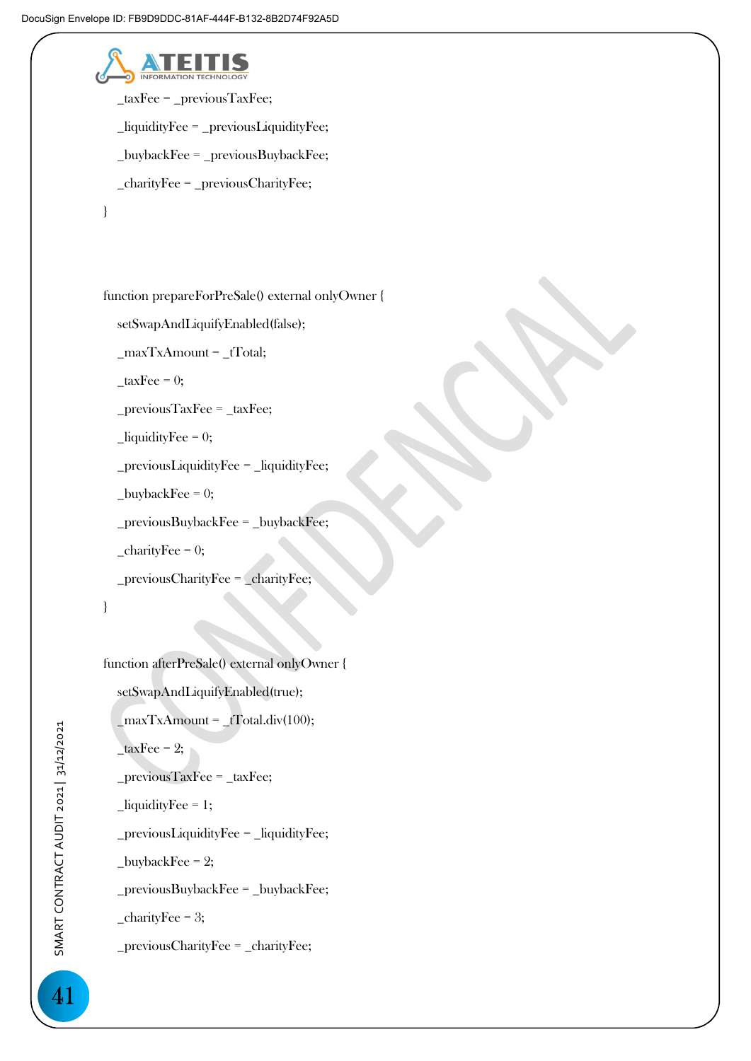```
    _taxFee = _previousTaxFee;

    _liquidityFee = _previousLiquidityFee;

    _buybackFee = _previousBuybackFee;

    _charityFee = _previousCharityFee;

}



function prepareForPreSale() external onlyOwner {

    setSwapAndLiquifyEnabled(false);

    _maxTxAmount = _tTotal;

    _taxFee = 0;

    _previousTaxFee = _taxFee;

    _liquidityFee = 0;

    _previousLiquidityFee = _liquidityFee;

    _buybackFee = 0;

    _previousBuybackFee = _buybackFee;

    _charityFee = 0;

    _previousCharityFee = _charityFee;

}


function afterPreSale() external onlyOwner {

    setSwapAndLiquifyEnabled(true);

    _maxTxAmount = _tTotal.div(100);

    _taxFee = 2;

    _previousTaxFee = _taxFee;

    _liquidityFee = 1;

    _previousLiquidityFee = _liquidityFee;

    _buybackFee = 2;

    _previousBuybackFee = _buybackFee;

    _charityFee = 3;

    _previousCharityFee = _charityFee;
```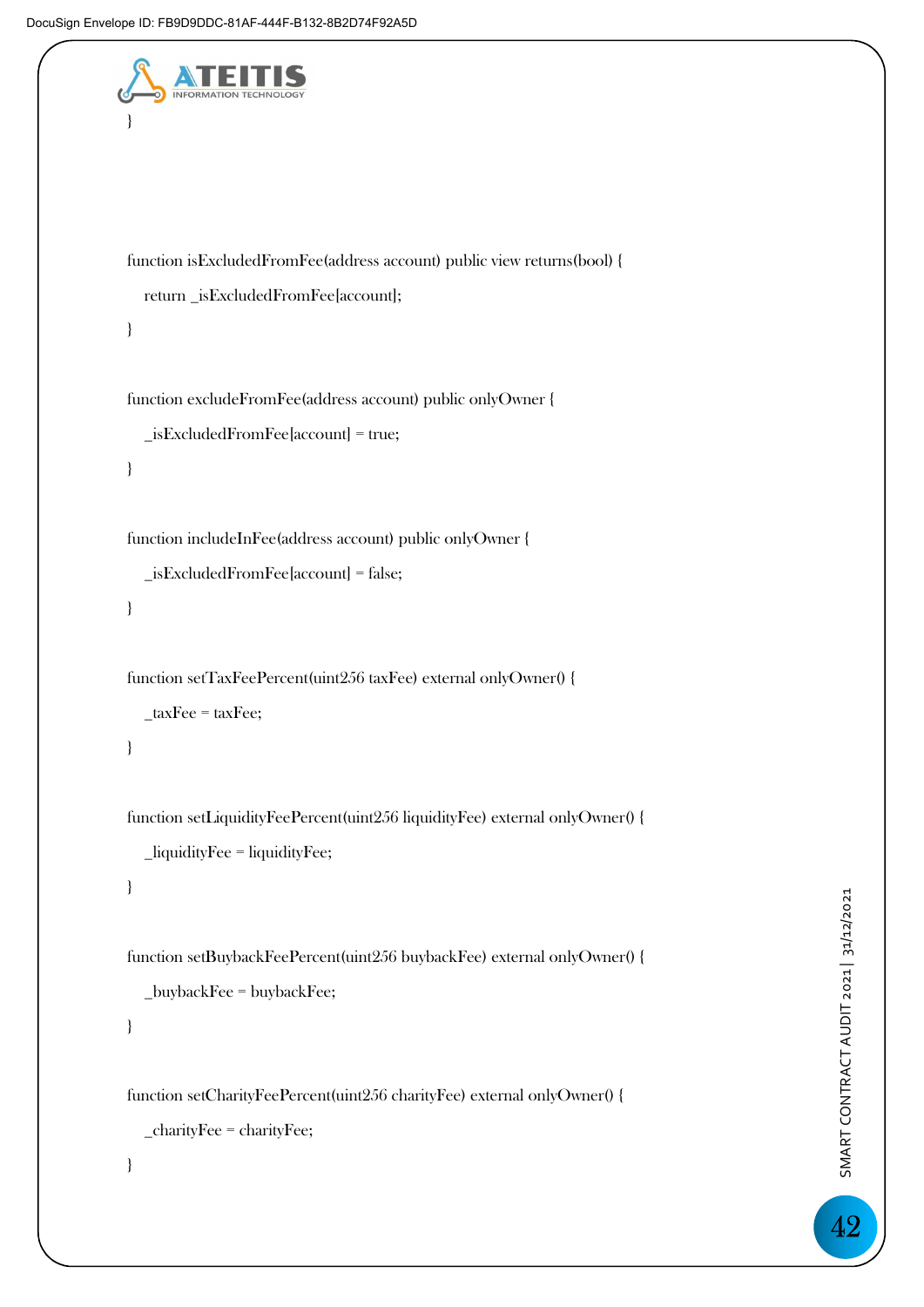```
}



function isExcludedFromFee(address account) public view returns(bool) {
    return _isExcludedFromFee[account];
}

function excludeFromFee(address account) public onlyOwner {
    _isExcludedFromFee[account] = true;
}

function includeInFee(address account) public onlyOwner {
    _isExcludedFromFee[account] = false;
}

function setTaxFeePercent(uint256 taxFee) external onlyOwner() {
    _taxFee = taxFee;
}

function setLiquidityFeePercent(uint256 liquidityFee) external onlyOwner() {
    _liquidityFee = liquidityFee;
}

function setBuybackFeePercent(uint256 buybackFee) external onlyOwner() {
    _buybackFee = buybackFee;
}

function setCharityFeePercent(uint256 charityFee) external onlyOwner() {
    _charityFee = charityFee;
}
```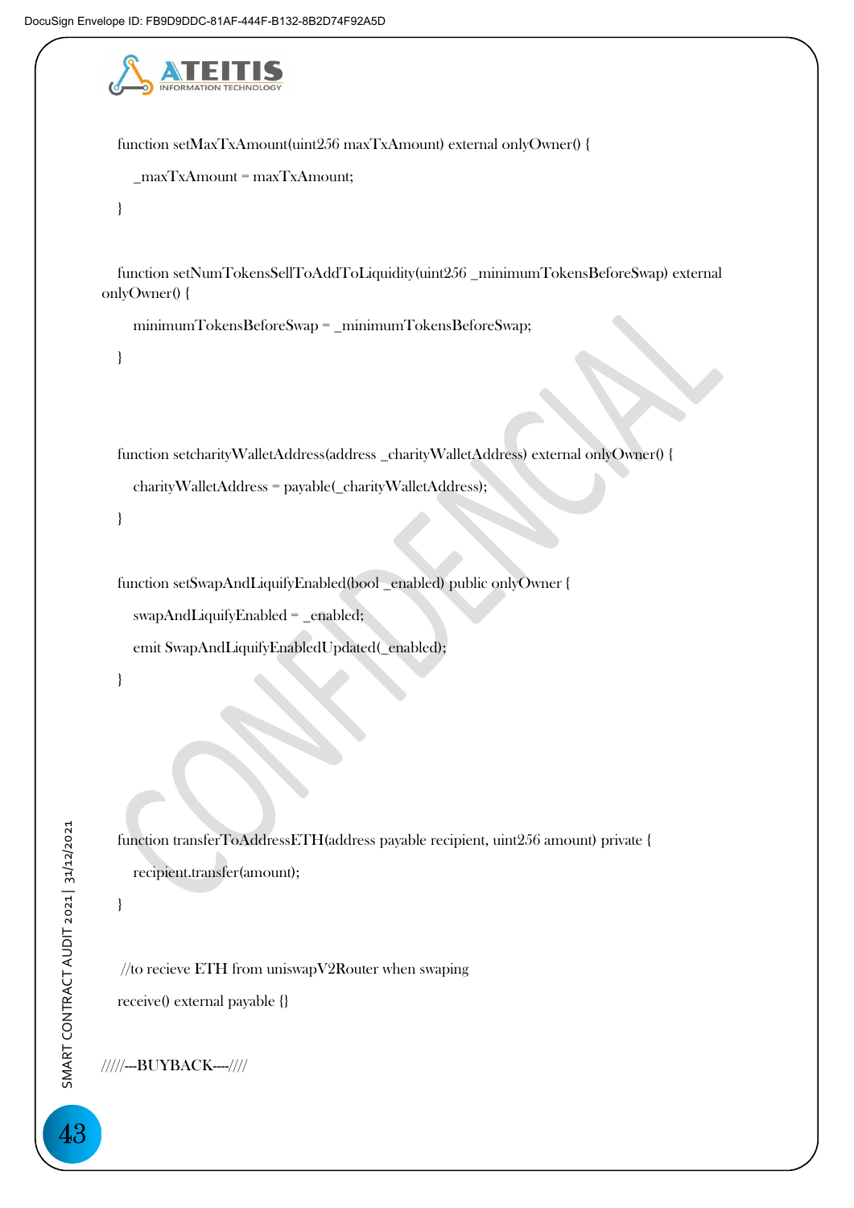```
    function setMaxTxAmount(uint256 maxTxAmount) external onlyOwner() {
        _maxTxAmount = maxTxAmount;
    }

    function setNumTokensSellToAddToLiquidity(uint256 _minimumTokensBeforeSwap) external
onlyOwner() {
        minimumTokensBeforeSwap = _minimumTokensBeforeSwap;
    }


    function setcharityWalletAddress(address _charityWalletAddress) external onlyOwner() {
        charityWalletAddress = payable(_charityWalletAddress);
    }

    function setSwapAndLiquifyEnabled(bool _enabled) public onlyOwner {
        swapAndLiquifyEnabled = _enabled;
        emit SwapAndLiquifyEnabledUpdated(_enabled);
    }




    function transferToAddressETH(address payable recipient, uint256 amount) private {
        recipient.transfer(amount);
    }

     //to recieve ETH from uniswapV2Router when swaping
    receive() external payable {}

/////---BUYBACK----////
```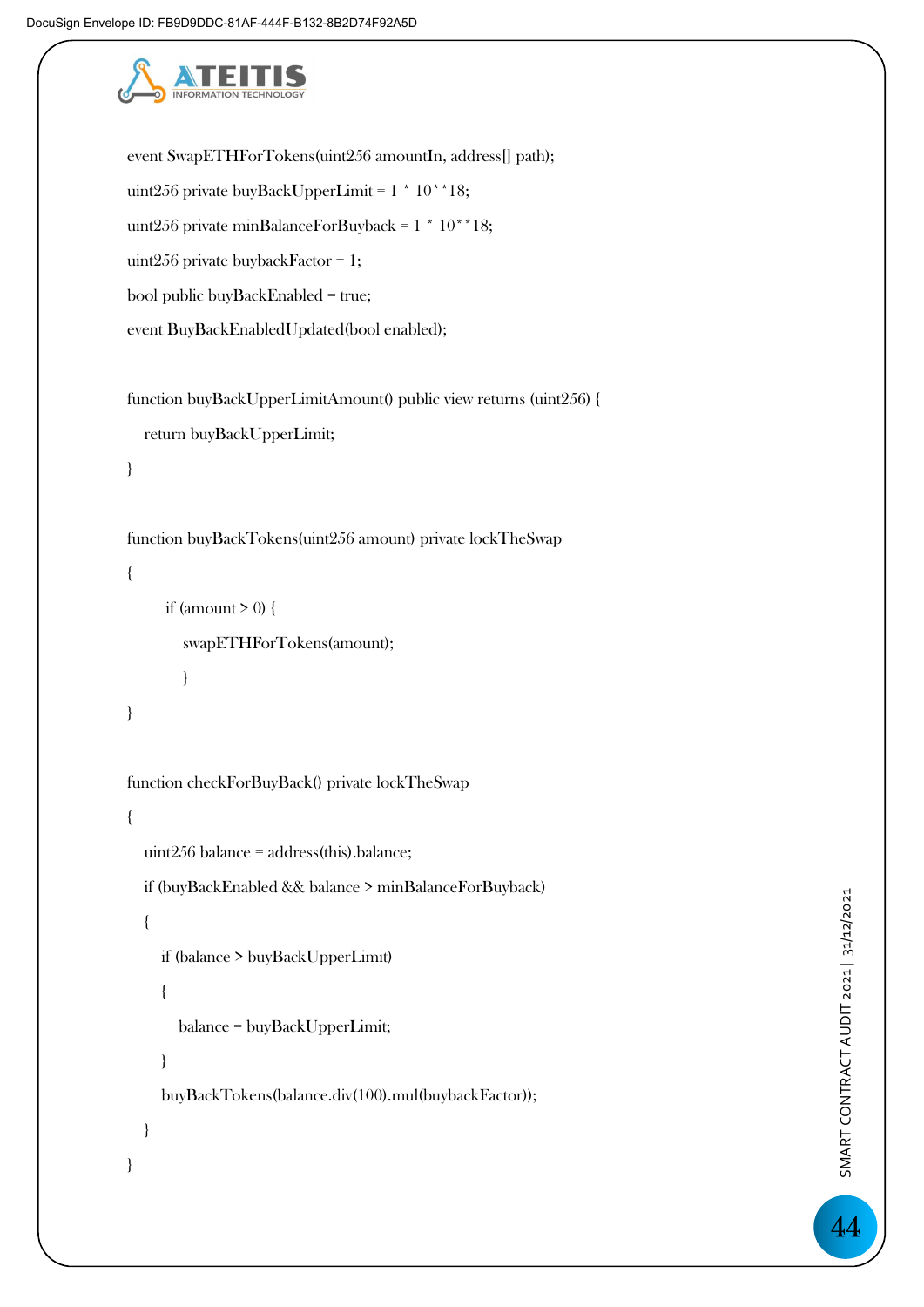```
event SwapETHForTokens(uint256 amountIn, address[] path);
uint256 private buyBackUpperLimit = 1 * 10**18;
uint256 private minBalanceForBuyback = 1 * 10**18;
uint256 private buybackFactor = 1;
bool public buyBackEnabled = true;
event BuyBackEnabledUpdated(bool enabled);

function buyBackUpperLimitAmount() public view returns (uint256) {
   return buyBackUpperLimit;
}

function buyBackTokens(uint256 amount) private lockTheSwap
{
      if (amount > 0) {
         swapETHForTokens(amount);
         }
}

function checkForBuyBack() private lockTheSwap
{
   uint256 balance = address(this).balance;
   if (buyBackEnabled && balance > minBalanceForBuyback)
   {
      if (balance > buyBackUpperLimit)
      {
         balance = buyBackUpperLimit;
      }
      buyBackTokens(balance.div(100).mul(buybackFactor));
   }
}
```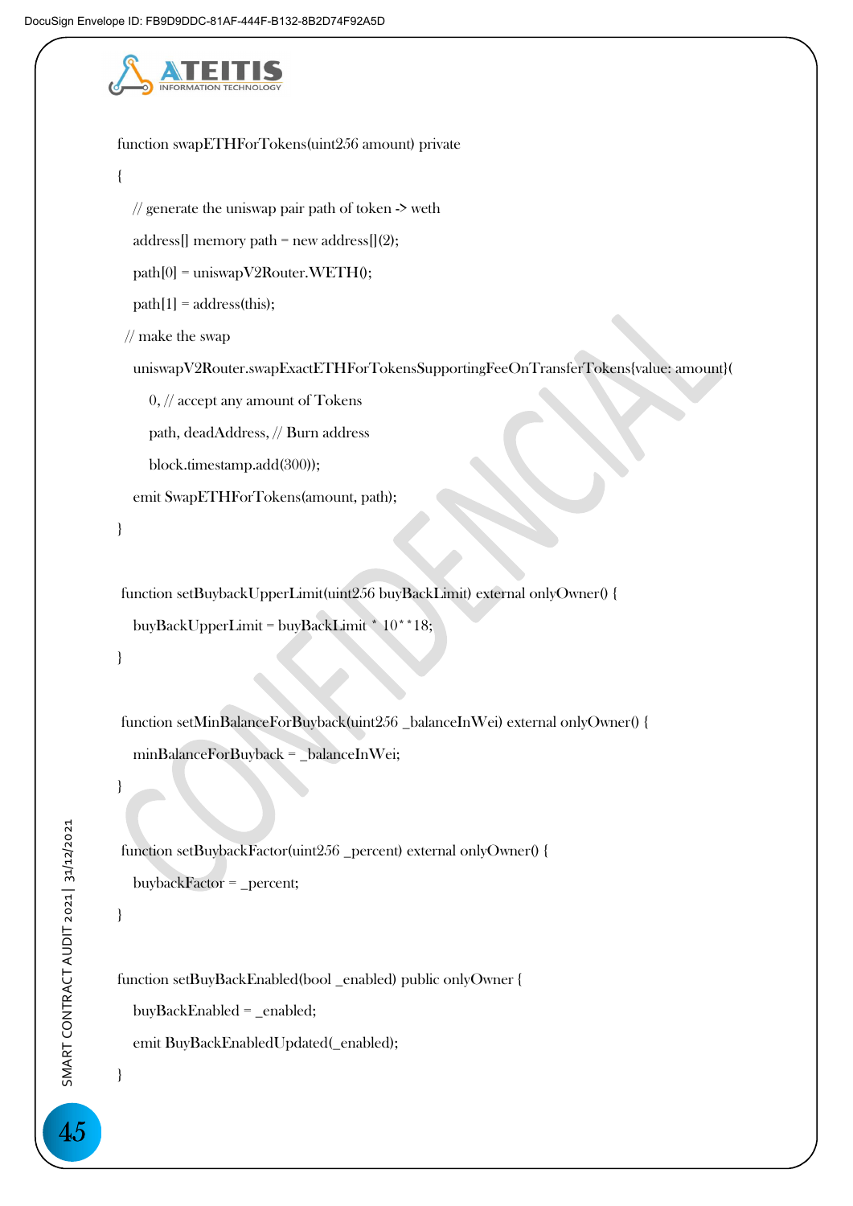```
function swapETHForTokens(uint256 amount) private
{
    // generate the uniswap pair path of token -> weth
    address[] memory path = new address[](2);
    path[0] = uniswapV2Router.WETH();
    path[1] = address(this);
  // make the swap
    uniswapV2Router.swapExactETHForTokensSupportingFeeOnTransferTokens{value: amount}(
        0, // accept any amount of Tokens
        path, deadAddress, // Burn address
        block.timestamp.add(300));
    emit SwapETHForTokens(amount, path);
}

 function setBuybackUpperLimit(uint256 buyBackLimit) external onlyOwner() {
    buyBackUpperLimit = buyBackLimit * 10**18;
}

 function setMinBalanceForBuyback(uint256 _balanceInWei) external onlyOwner() {
    minBalanceForBuyback = _balanceInWei;
}

 function setBuybackFactor(uint256 _percent) external onlyOwner() {
    buybackFactor = _percent;
}

function setBuyBackEnabled(bool _enabled) public onlyOwner {
    buyBackEnabled = _enabled;
    emit BuyBackEnabledUpdated(_enabled);
}
```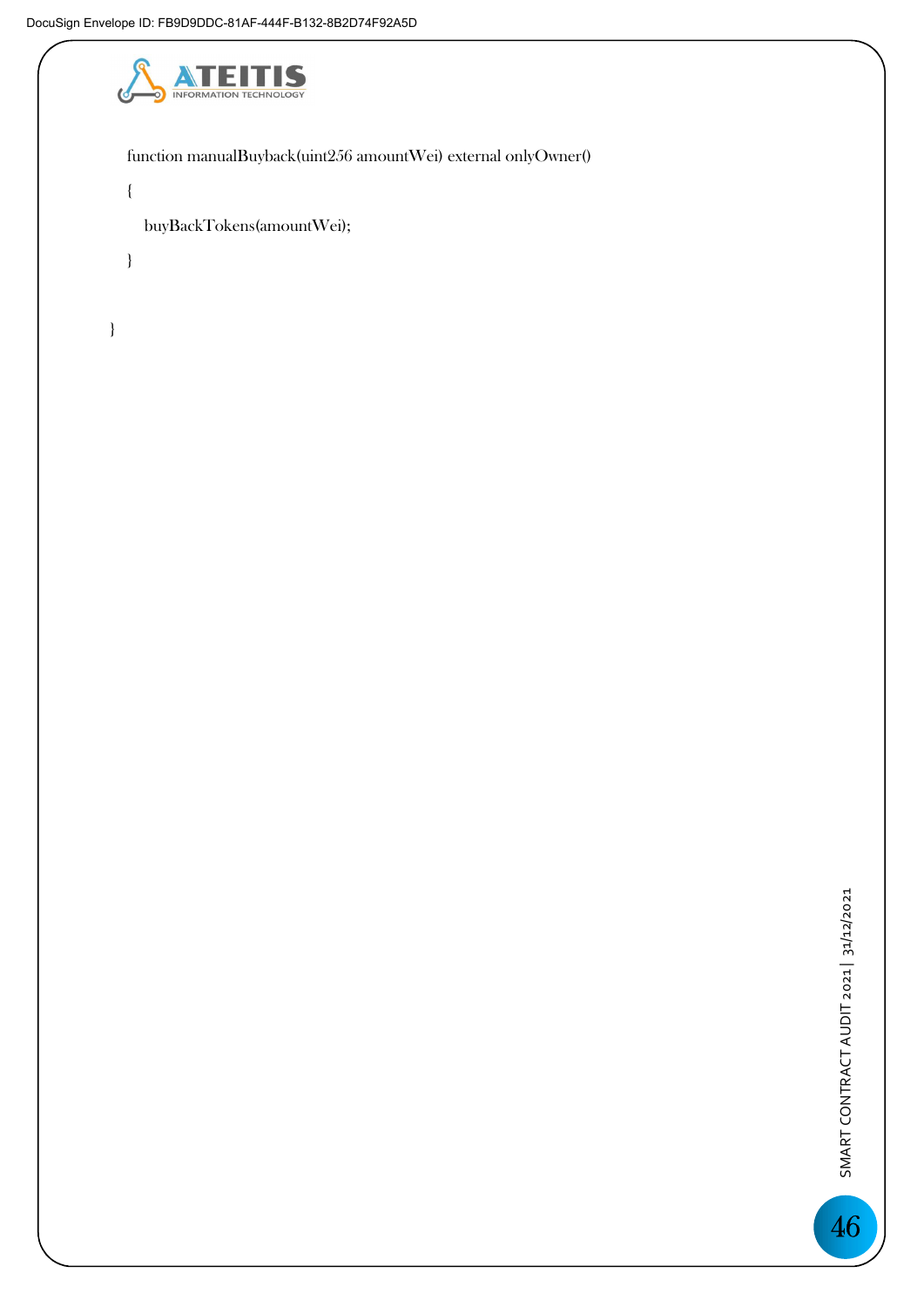```
    function manualBuyback(uint256 amountWei) external onlyOwner()
    {
        buyBackTokens(amountWei);
    }

}
```